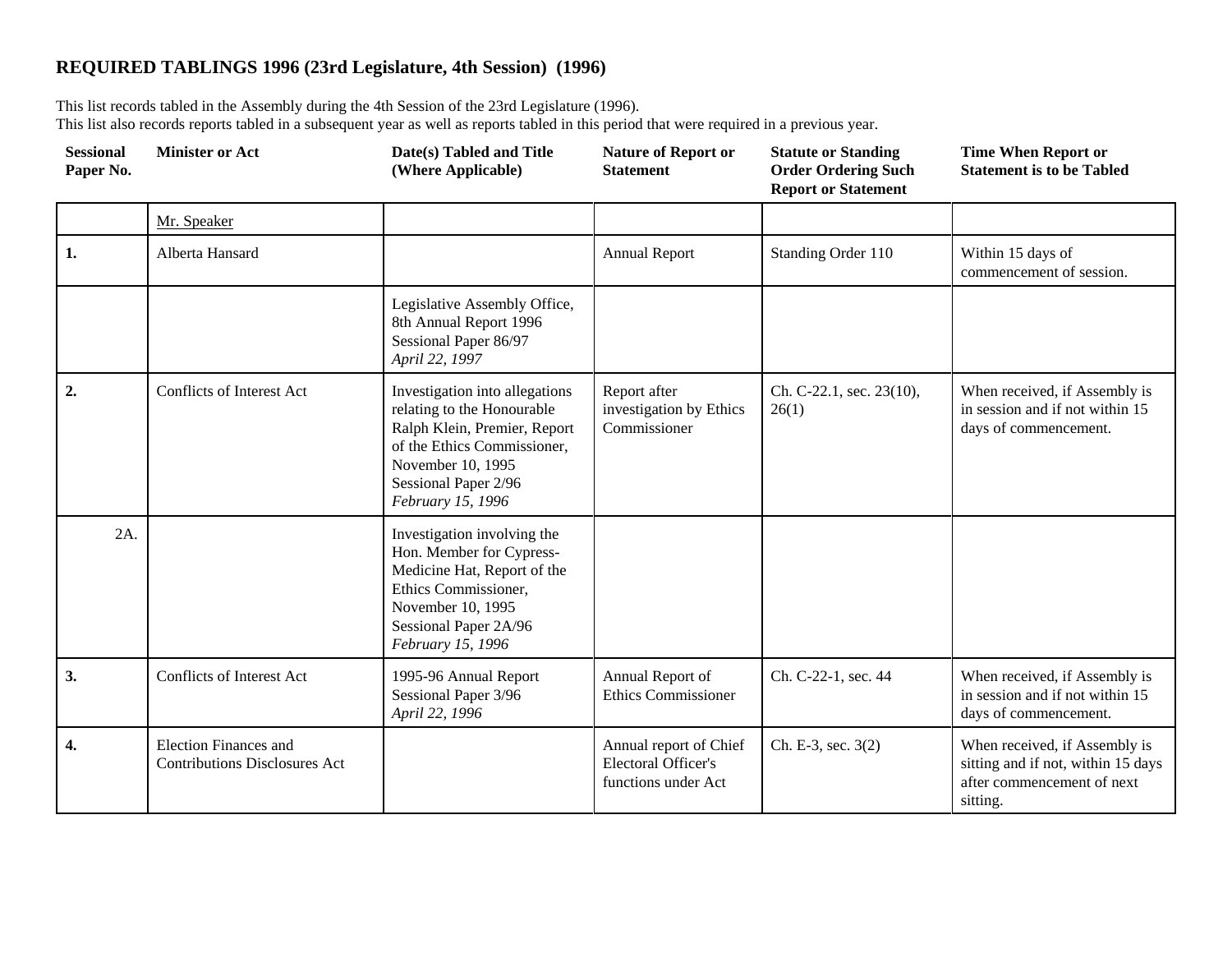# REQUIRED TABLINGS 1996 (23rd Legislature, 4th Session) (1996)

This list records tabled in the Assembly during the 4th Session of the 23rd Legislature (1996).
This list also records reports tabled in a subsequent year as well as reports tabled in this period that were required in a previous year.

| Sessional Paper No. | Minister or Act | Date(s) Tabled and Title (Where Applicable) | Nature of Report or Statement | Statute or Standing Order Ordering Such Report or Statement | Time When Report or Statement is to be Tabled |
|---|---|---|---|---|---|
| | Mr. Speaker | | | | |
| **1.** | Alberta Hansard | | Annual Report | Standing Order 110 | Within 15 days of commencement of session. |
| | | Legislative Assembly Office, 8th Annual Report 1996 Sessional Paper 86/97 *April 22, 1997* | | | |
| **2.** | Conflicts of Interest Act | Investigation into allegations relating to the Honourable Ralph Klein, Premier, Report of the Ethics Commissioner, November 10, 1995 Sessional Paper 2/96 *February 15, 1996* | Report after investigation by Ethics Commissioner | Ch. C-22.1, sec. 23(10), 26(1) | When received, if Assembly is in session and if not within 15 days of commencement. |
| 2A. | | Investigation involving the Hon. Member for Cypress-Medicine Hat, Report of the Ethics Commissioner, November 10, 1995 Sessional Paper 2A/96 *February 15, 1996* | | | |
| **3.** | Conflicts of Interest Act | 1995-96 Annual Report Sessional Paper 3/96 *April 22, 1996* | Annual Report of Ethics Commissioner | Ch. C-22-1, sec. 44 | When received, if Assembly is in session and if not within 15 days of commencement. |
| **4.** | Election Finances and Contributions Disclosures Act | | Annual report of Chief Electoral Officer's functions under Act | Ch. E-3, sec. 3(2) | When received, if Assembly is sitting and if not, within 15 days after commencement of next sitting. |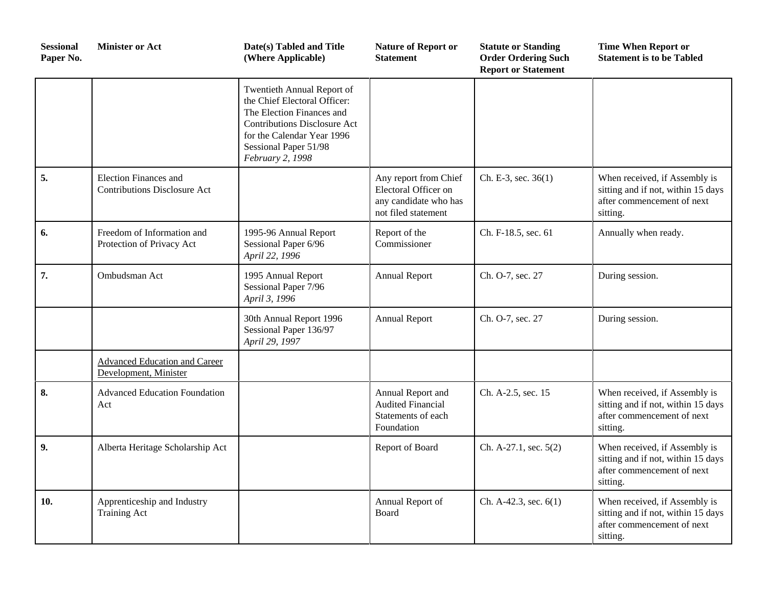| Sessional Paper No. | Minister or Act | Date(s) Tabled and Title (Where Applicable) | Nature of Report or Statement | Statute or Standing Order Ordering Such Report or Statement | Time When Report or Statement is to be Tabled |
|---|---|---|---|---|---|
| | | Twentieth Annual Report of the Chief Electoral Officer: The Election Finances and Contributions Disclosure Act for the Calendar Year 1996 Sessional Paper 51/98 *February 2, 1998* | | | |
| **5.** | Election Finances and Contributions Disclosure Act | | Any report from Chief Electoral Officer on any candidate who has not filed statement | Ch. E-3, sec. 36(1) | When received, if Assembly is sitting and if not, within 15 days after commencement of next sitting. |
| **6.** | Freedom of Information and Protection of Privacy Act | 1995-96 Annual Report Sessional Paper 6/96 *April 22, 1996* | Report of the Commissioner | Ch. F-18.5, sec. 61 | Annually when ready. |
| **7.** | Ombudsman Act | 1995 Annual Report Sessional Paper 7/96 *April 3, 1996* | Annual Report | Ch. O-7, sec. 27 | During session. |
| | | 30th Annual Report 1996 Sessional Paper 136/97 *April 29, 1997* | Annual Report | Ch. O-7, sec. 27 | During session. |
| | Advanced Education and Career Development, Minister | | | | |
| **8.** | Advanced Education Foundation Act | | Annual Report and Audited Financial Statements of each Foundation | Ch. A-2.5, sec. 15 | When received, if Assembly is sitting and if not, within 15 days after commencement of next sitting. |
| **9.** | Alberta Heritage Scholarship Act | | Report of Board | Ch. A-27.1, sec. 5(2) | When received, if Assembly is sitting and if not, within 15 days after commencement of next sitting. |
| **10.** | Apprenticeship and Industry Training Act | | Annual Report of Board | Ch. A-42.3, sec. 6(1) | When received, if Assembly is sitting and if not, within 15 days after commencement of next sitting. |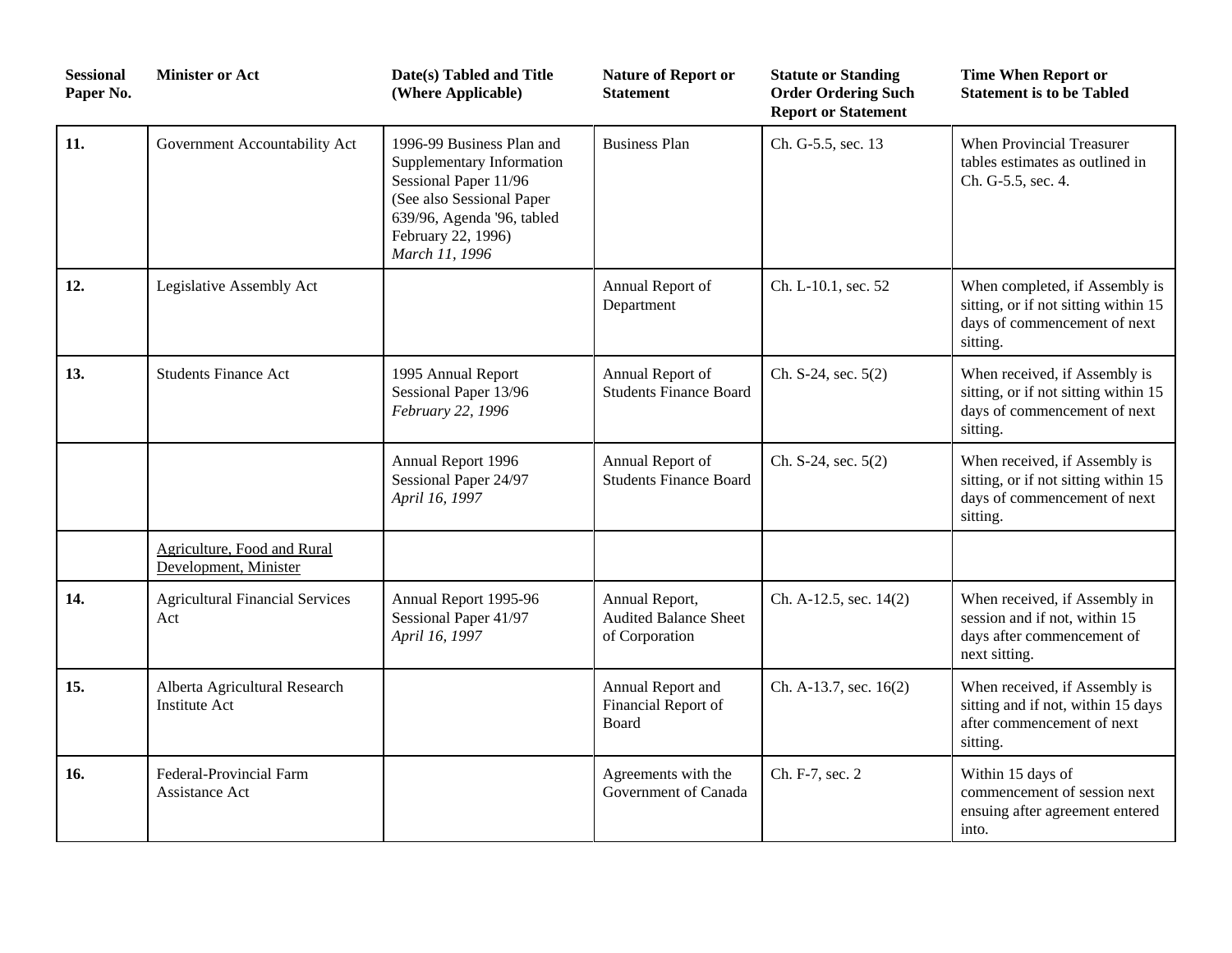| Sessional Paper No. | Minister or Act | Date(s) Tabled and Title (Where Applicable) | Nature of Report or Statement | Statute or Standing Order Ordering Such Report or Statement | Time When Report or Statement is to be Tabled |
|---|---|---|---|---|---|
| **11.** | Government Accountability Act | 1996-99 Business Plan and Supplementary Information Sessional Paper 11/96 (See also Sessional Paper 639/96, Agenda '96, tabled February 22, 1996) *March 11, 1996* | Business Plan | Ch. G-5.5, sec. 13 | When Provincial Treasurer tables estimates as outlined in Ch. G-5.5, sec. 4. |
| **12.** | Legislative Assembly Act | | Annual Report of Department | Ch. L-10.1, sec. 52 | When completed, if Assembly is sitting, or if not sitting within 15 days of commencement of next sitting. |
| **13.** | Students Finance Act | 1995 Annual Report Sessional Paper 13/96 *February 22, 1996* | Annual Report of Students Finance Board | Ch. S-24, sec. 5(2) | When received, if Assembly is sitting, or if not sitting within 15 days of commencement of next sitting. |
| | | Annual Report 1996 Sessional Paper 24/97 *April 16, 1997* | Annual Report of Students Finance Board | Ch. S-24, sec. 5(2) | When received, if Assembly is sitting, or if not sitting within 15 days of commencement of next sitting. |
| | Agriculture, Food and Rural Development, Minister | | | | |
| **14.** | Agricultural Financial Services Act | Annual Report 1995-96 Sessional Paper 41/97 *April 16, 1997* | Annual Report, Audited Balance Sheet of Corporation | Ch. A-12.5, sec. 14(2) | When received, if Assembly in session and if not, within 15 days after commencement of next sitting. |
| **15.** | Alberta Agricultural Research Institute Act | | Annual Report and Financial Report of Board | Ch. A-13.7, sec. 16(2) | When received, if Assembly is sitting and if not, within 15 days after commencement of next sitting. |
| **16.** | Federal-Provincial Farm Assistance Act | | Agreements with the Government of Canada | Ch. F-7, sec. 2 | Within 15 days of commencement of session next ensuing after agreement entered into. |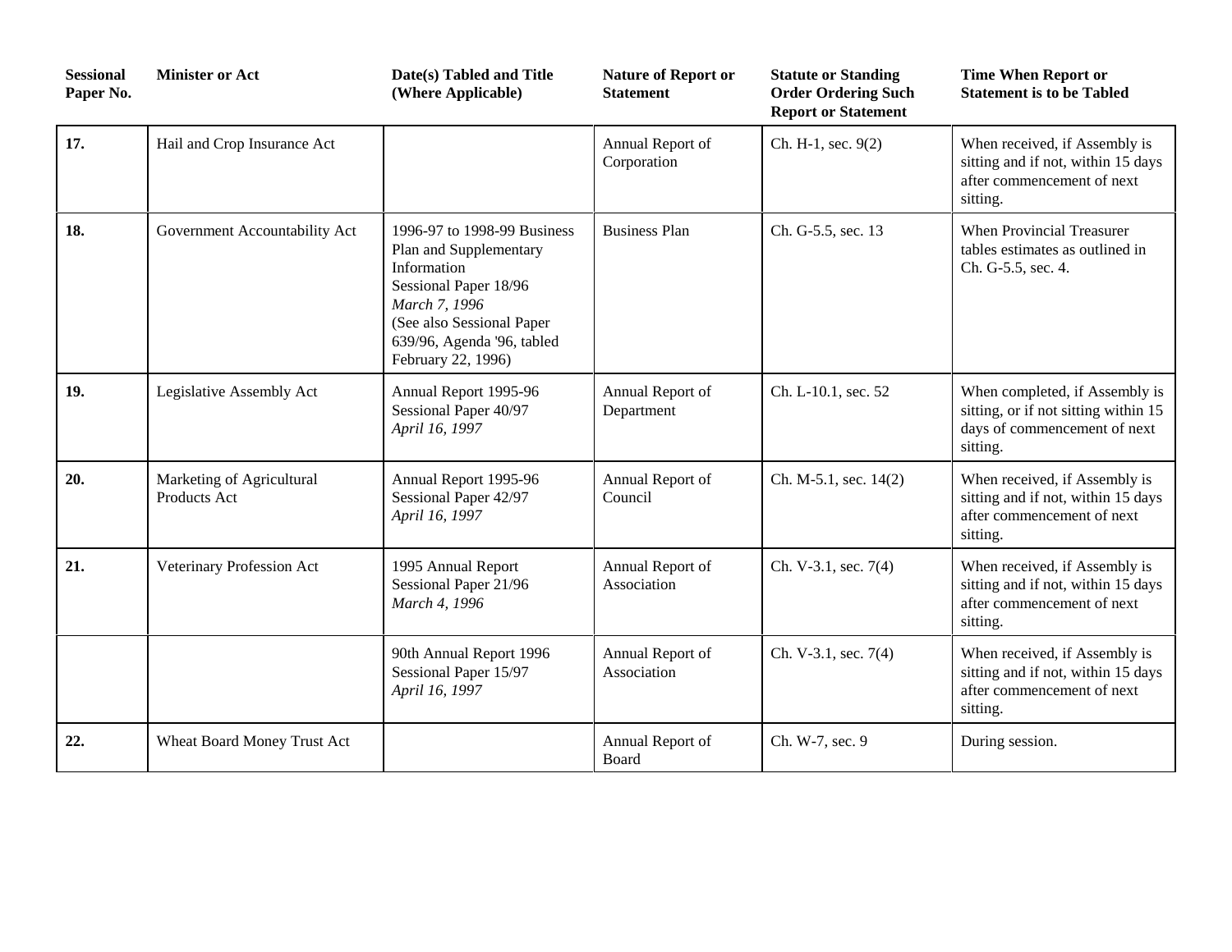| Sessional Paper No. | Minister or Act | Date(s) Tabled and Title (Where Applicable) | Nature of Report or Statement | Statute or Standing Order Ordering Such Report or Statement | Time When Report or Statement is to be Tabled |
|---|---|---|---|---|---|
| **17.** | Hail and Crop Insurance Act | | Annual Report of Corporation | Ch. H-1, sec. 9(2) | When received, if Assembly is sitting and if not, within 15 days after commencement of next sitting. |
| **18.** | Government Accountability Act | 1996-97 to 1998-99 Business Plan and Supplementary Information<br>Sessional Paper 18/96<br>*March 7, 1996*<br>(See also Sessional Paper 639/96, Agenda '96, tabled February 22, 1996) | Business Plan | Ch. G-5.5, sec. 13 | When Provincial Treasurer tables estimates as outlined in Ch. G-5.5, sec. 4. |
| **19.** | Legislative Assembly Act | Annual Report 1995-96<br>Sessional Paper 40/97<br>*April 16, 1997* | Annual Report of Department | Ch. L-10.1, sec. 52 | When completed, if Assembly is sitting, or if not sitting within 15 days of commencement of next sitting. |
| **20.** | Marketing of Agricultural Products Act | Annual Report 1995-96<br>Sessional Paper 42/97<br>*April 16, 1997* | Annual Report of Council | Ch. M-5.1, sec. 14(2) | When received, if Assembly is sitting and if not, within 15 days after commencement of next sitting. |
| **21.** | Veterinary Profession Act | 1995 Annual Report<br>Sessional Paper 21/96<br>*March 4, 1996* | Annual Report of Association | Ch. V-3.1, sec. 7(4) | When received, if Assembly is sitting and if not, within 15 days after commencement of next sitting. |
| | | 90th Annual Report 1996<br>Sessional Paper 15/97<br>*April 16, 1997* | Annual Report of Association | Ch. V-3.1, sec. 7(4) | When received, if Assembly is sitting and if not, within 15 days after commencement of next sitting. |
| **22.** | Wheat Board Money Trust Act | | Annual Report of Board | Ch. W-7, sec. 9 | During session. |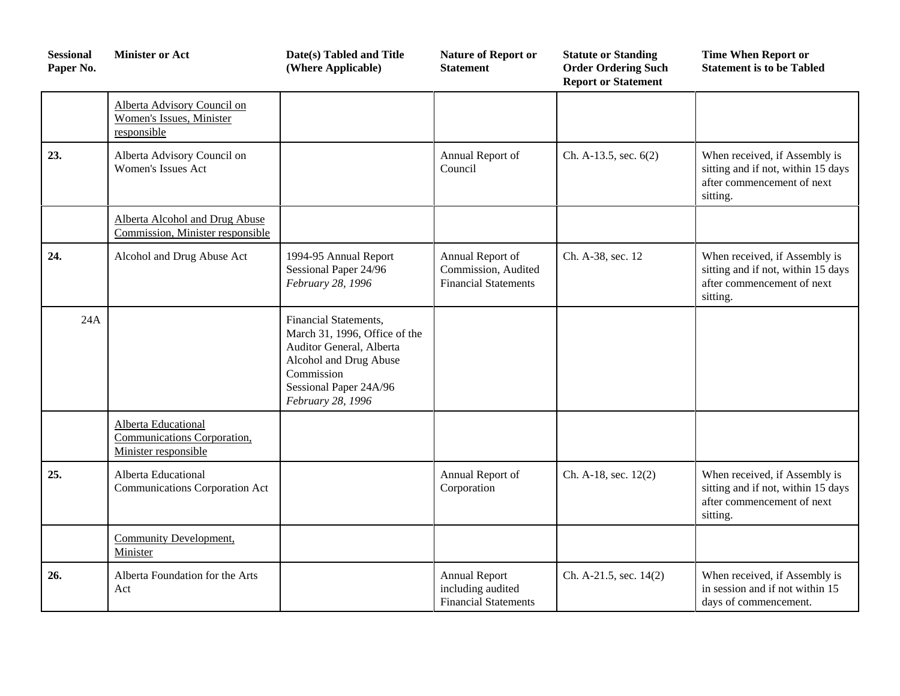| Sessional Paper No. | Minister or Act | Date(s) Tabled and Title (Where Applicable) | Nature of Report or Statement | Statute or Standing Order Ordering Such Report or Statement | Time When Report or Statement is to be Tabled |
|---|---|---|---|---|---|
| | Alberta Advisory Council on Women's Issues, Minister responsible | | | | |
| **23.** | Alberta Advisory Council on Women's Issues Act | | Annual Report of Council | Ch. A-13.5, sec. 6(2) | When received, if Assembly is sitting and if not, within 15 days after commencement of next sitting. |
| | Alberta Alcohol and Drug Abuse Commission, Minister responsible | | | | |
| **24.** | Alcohol and Drug Abuse Act | 1994-95 Annual Report Sessional Paper 24/96 *February 28, 1996* | Annual Report of Commission, Audited Financial Statements | Ch. A-38, sec. 12 | When received, if Assembly is sitting and if not, within 15 days after commencement of next sitting. |
| 24A | | Financial Statements, March 31, 1996, Office of the Auditor General, Alberta Alcohol and Drug Abuse Commission Sessional Paper 24A/96 *February 28, 1996* | | | |
| | Alberta Educational Communications Corporation, Minister responsible | | | | |
| **25.** | Alberta Educational Communications Corporation Act | | Annual Report of Corporation | Ch. A-18, sec. 12(2) | When received, if Assembly is sitting and if not, within 15 days after commencement of next sitting. |
| | Community Development, Minister | | | | |
| **26.** | Alberta Foundation for the Arts Act | | Annual Report including audited Financial Statements | Ch. A-21.5, sec. 14(2) | When received, if Assembly is in session and if not within 15 days of commencement. |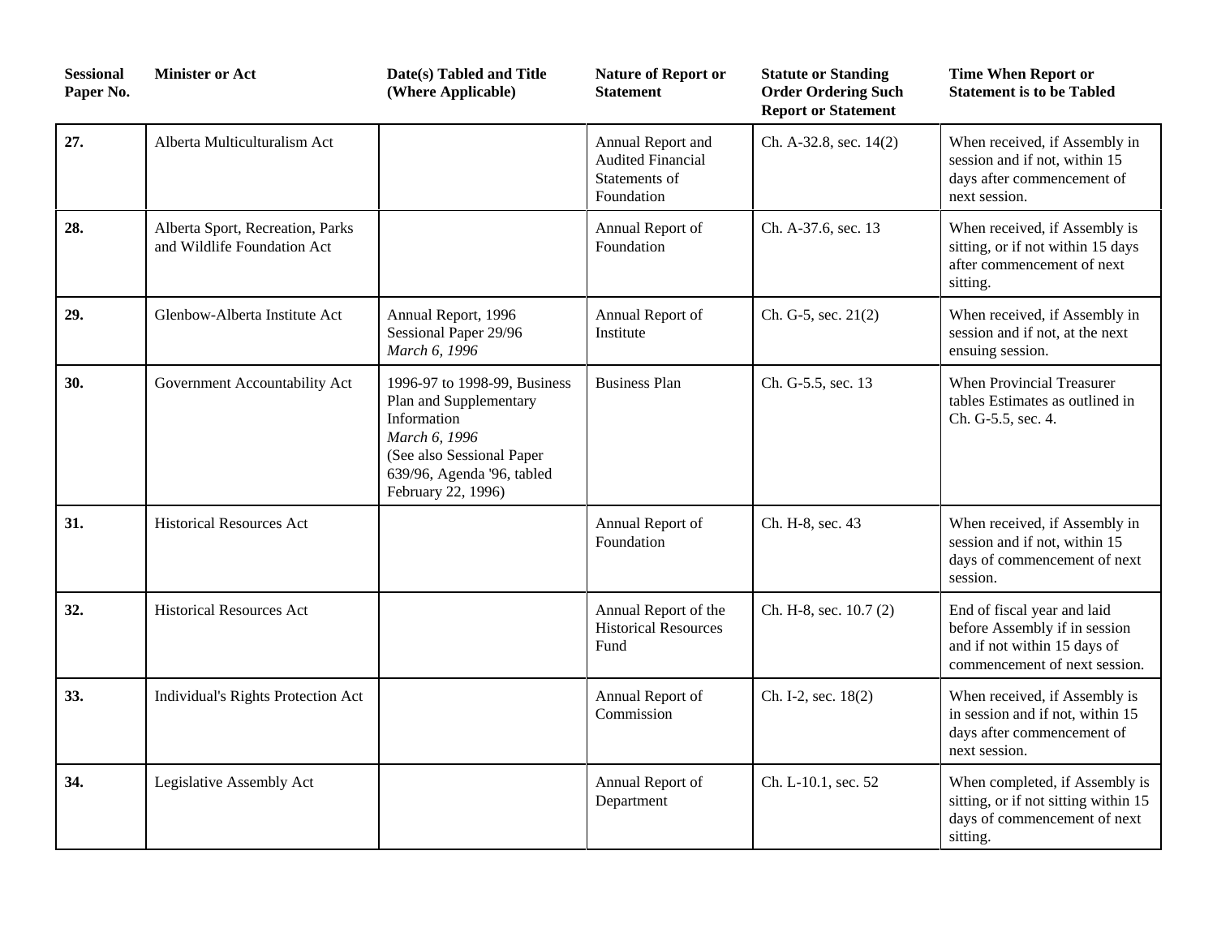| Sessional Paper No. | Minister or Act | Date(s) Tabled and Title (Where Applicable) | Nature of Report or Statement | Statute or Standing Order Ordering Such Report or Statement | Time When Report or Statement is to be Tabled |
|---|---|---|---|---|---|
| **27.** | Alberta Multiculturalism Act | | Annual Report and Audited Financial Statements of Foundation | Ch. A-32.8, sec. 14(2) | When received, if Assembly in session and if not, within 15 days after commencement of next session. |
| **28.** | Alberta Sport, Recreation, Parks and Wildlife Foundation Act | | Annual Report of Foundation | Ch. A-37.6, sec. 13 | When received, if Assembly is sitting, or if not within 15 days after commencement of next sitting. |
| **29.** | Glenbow-Alberta Institute Act | Annual Report, 1996 Sessional Paper 29/96 *March 6, 1996* | Annual Report of Institute | Ch. G-5, sec. 21(2) | When received, if Assembly in session and if not, at the next ensuing session. |
| **30.** | Government Accountability Act | 1996-97 to 1998-99, Business Plan and Supplementary Information *March 6, 1996* (See also Sessional Paper 639/96, Agenda '96, tabled February 22, 1996) | Business Plan | Ch. G-5.5, sec. 13 | When Provincial Treasurer tables Estimates as outlined in Ch. G-5.5, sec. 4. |
| **31.** | Historical Resources Act | | Annual Report of Foundation | Ch. H-8, sec. 43 | When received, if Assembly in session and if not, within 15 days of commencement of next session. |
| **32.** | Historical Resources Act | | Annual Report of the Historical Resources Fund | Ch. H-8, sec. 10.7 (2) | End of fiscal year and laid before Assembly if in session and if not within 15 days of commencement of next session. |
| **33.** | Individual's Rights Protection Act | | Annual Report of Commission | Ch. I-2, sec. 18(2) | When received, if Assembly is in session and if not, within 15 days after commencement of next session. |
| **34.** | Legislative Assembly Act | | Annual Report of Department | Ch. L-10.1, sec. 52 | When completed, if Assembly is sitting, or if not sitting within 15 days of commencement of next sitting. |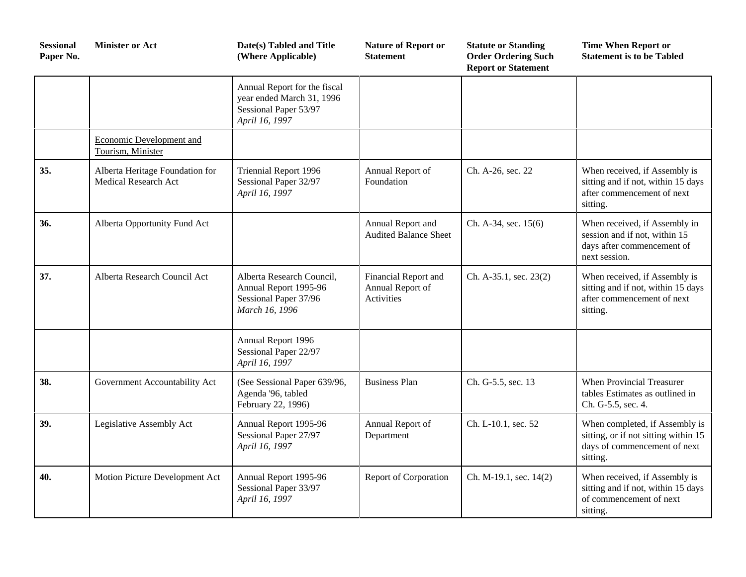| Sessional Paper No. | Minister or Act | Date(s) Tabled and Title (Where Applicable) | Nature of Report or Statement | Statute or Standing Order Ordering Such Report or Statement | Time When Report or Statement is to be Tabled |
|---|---|---|---|---|---|
| | | Annual Report for the fiscal year ended March 31, 1996<br>Sessional Paper 53/97<br>*April 16, 1997* | | | |
| | <u>Economic Development and Tourism, Minister</u> | | | | |
| **35.** | Alberta Heritage Foundation for Medical Research Act | Triennial Report 1996<br>Sessional Paper 32/97<br>*April 16, 1997* | Annual Report of Foundation | Ch. A-26, sec. 22 | When received, if Assembly is sitting and if not, within 15 days after commencement of next sitting. |
| **36.** | Alberta Opportunity Fund Act | | Annual Report and Audited Balance Sheet | Ch. A-34, sec. 15(6) | When received, if Assembly in session and if not, within 15 days after commencement of next session. |
| **37.** | Alberta Research Council Act | Alberta Research Council, Annual Report 1995-96<br>Sessional Paper 37/96<br>*March 16, 1996* | Financial Report and Annual Report of Activities | Ch. A-35.1, sec. 23(2) | When received, if Assembly is sitting and if not, within 15 days after commencement of next sitting. |
| | | Annual Report 1996<br>Sessional Paper 22/97<br>*April 16, 1997* | | | |
| **38.** | Government Accountability Act | (See Sessional Paper 639/96, Agenda '96, tabled February 22, 1996) | Business Plan | Ch. G-5.5, sec. 13 | When Provincial Treasurer tables Estimates as outlined in Ch. G-5.5, sec. 4. |
| **39.** | Legislative Assembly Act | Annual Report 1995-96<br>Sessional Paper 27/97<br>*April 16, 1997* | Annual Report of Department | Ch. L-10.1, sec. 52 | When completed, if Assembly is sitting, or if not sitting within 15 days of commencement of next sitting. |
| **40.** | Motion Picture Development Act | Annual Report 1995-96<br>Sessional Paper 33/97<br>*April 16, 1997* | Report of Corporation | Ch. M-19.1, sec. 14(2) | When received, if Assembly is sitting and if not, within 15 days of commencement of next sitting. |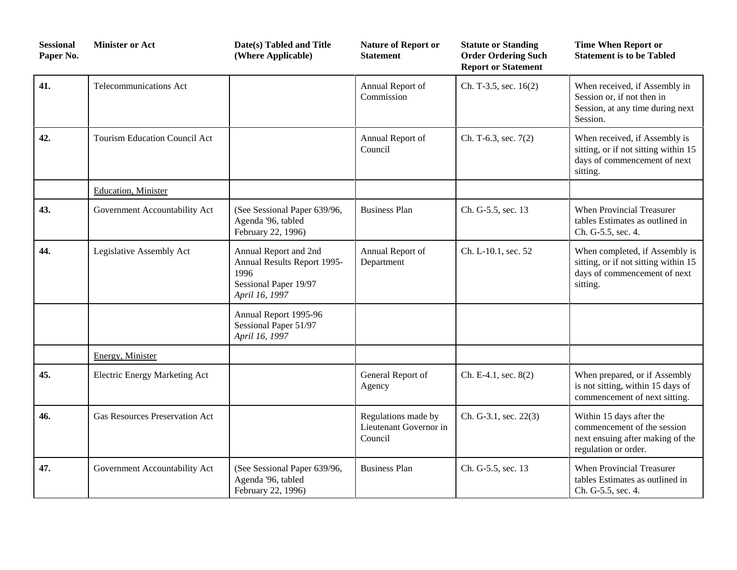| Sessional Paper No. | Minister or Act | Date(s) Tabled and Title (Where Applicable) | Nature of Report or Statement | Statute or Standing Order Ordering Such Report or Statement | Time When Report or Statement is to be Tabled |
|---|---|---|---|---|---|
| **41.** | Telecommunications Act | | Annual Report of Commission | Ch. T-3.5, sec. 16(2) | When received, if Assembly in Session or, if not then in Session, at any time during next Session. |
| **42.** | Tourism Education Council Act | | Annual Report of Council | Ch. T-6.3, sec. 7(2) | When received, if Assembly is sitting, or if not sitting within 15 days of commencement of next sitting. |
| | Education, Minister | | | | |
| **43.** | Government Accountability Act | (See Sessional Paper 639/96, Agenda '96, tabled February 22, 1996) | Business Plan | Ch. G-5.5, sec. 13 | When Provincial Treasurer tables Estimates as outlined in Ch. G-5.5, sec. 4. |
| **44.** | Legislative Assembly Act | Annual Report and 2nd Annual Results Report 1995-1996<br>Sessional Paper 19/97<br>*April 16, 1997* | Annual Report of Department | Ch. L-10.1, sec. 52 | When completed, if Assembly is sitting, or if not sitting within 15 days of commencement of next sitting. |
| | | Annual Report 1995-96<br>Sessional Paper 51/97<br>*April 16, 1997* | | | |
| | Energy, Minister | | | | |
| **45.** | Electric Energy Marketing Act | | General Report of Agency | Ch. E-4.1, sec. 8(2) | When prepared, or if Assembly is not sitting, within 15 days of commencement of next sitting. |
| **46.** | Gas Resources Preservation Act | | Regulations made by Lieutenant Governor in Council | Ch. G-3.1, sec. 22(3) | Within 15 days after the commencement of the session next ensuing after making of the regulation or order. |
| **47.** | Government Accountability Act | (See Sessional Paper 639/96, Agenda '96, tabled February 22, 1996) | Business Plan | Ch. G-5.5, sec. 13 | When Provincial Treasurer tables Estimates as outlined in Ch. G-5.5, sec. 4. |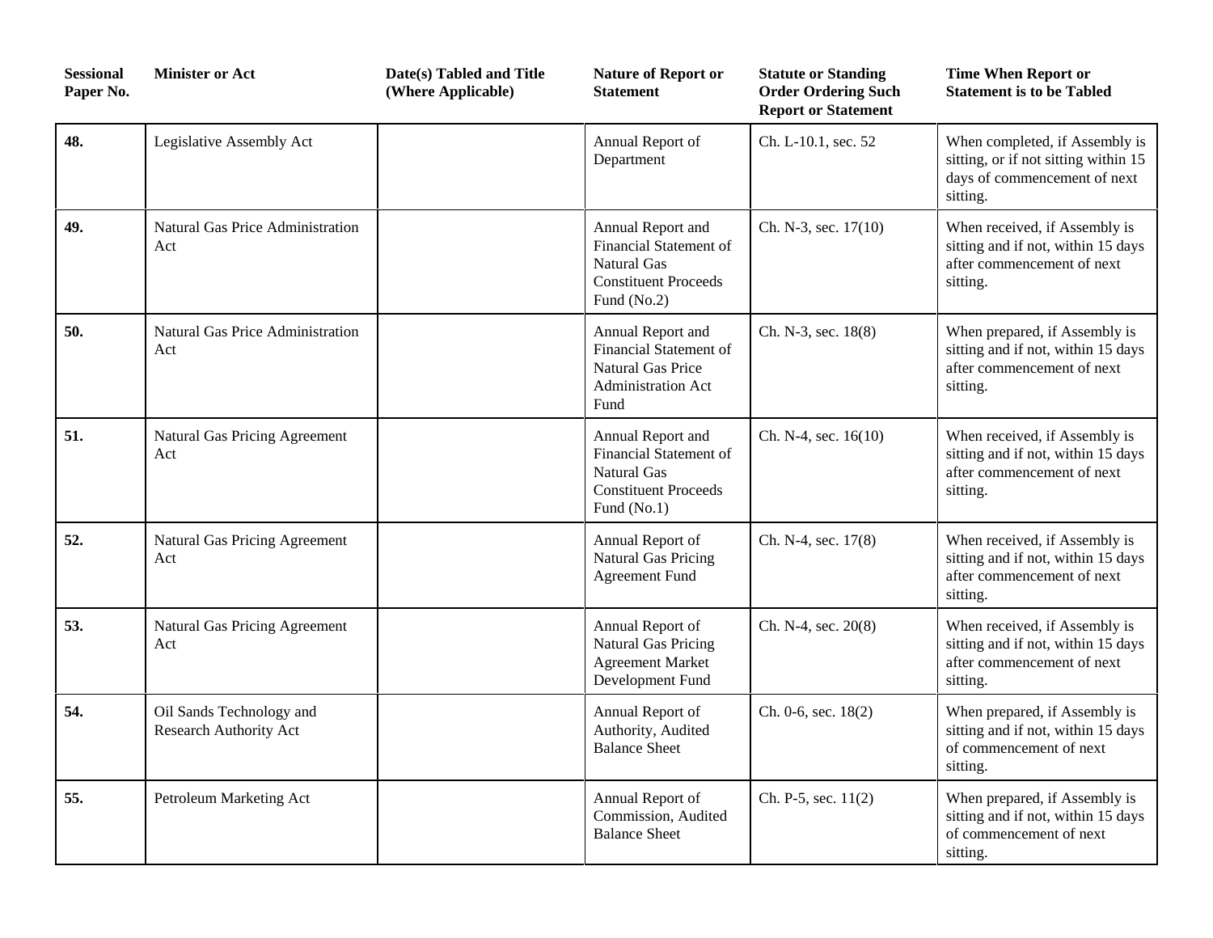| Sessional Paper No. | Minister or Act | Date(s) Tabled and Title (Where Applicable) | Nature of Report or Statement | Statute or Standing Order Ordering Such Report or Statement | Time When Report or Statement is to be Tabled |
|---|---|---|---|---|---|
| **48.** | Legislative Assembly Act | | Annual Report of Department | Ch. L-10.1, sec. 52 | When completed, if Assembly is sitting, or if not sitting within 15 days of commencement of next sitting. |
| **49.** | Natural Gas Price Administration Act | | Annual Report and Financial Statement of Natural Gas Constituent Proceeds Fund (No.2) | Ch. N-3, sec. 17(10) | When received, if Assembly is sitting and if not, within 15 days after commencement of next sitting. |
| **50.** | Natural Gas Price Administration Act | | Annual Report and Financial Statement of Natural Gas Price Administration Act Fund | Ch. N-3, sec. 18(8) | When prepared, if Assembly is sitting and if not, within 15 days after commencement of next sitting. |
| **51.** | Natural Gas Pricing Agreement Act | | Annual Report and Financial Statement of Natural Gas Constituent Proceeds Fund (No.1) | Ch. N-4, sec. 16(10) | When received, if Assembly is sitting and if not, within 15 days after commencement of next sitting. |
| **52.** | Natural Gas Pricing Agreement Act | | Annual Report of Natural Gas Pricing Agreement Fund | Ch. N-4, sec. 17(8) | When received, if Assembly is sitting and if not, within 15 days after commencement of next sitting. |
| **53.** | Natural Gas Pricing Agreement Act | | Annual Report of Natural Gas Pricing Agreement Market Development Fund | Ch. N-4, sec. 20(8) | When received, if Assembly is sitting and if not, within 15 days after commencement of next sitting. |
| **54.** | Oil Sands Technology and Research Authority Act | | Annual Report of Authority, Audited Balance Sheet | Ch. 0-6, sec. 18(2) | When prepared, if Assembly is sitting and if not, within 15 days of commencement of next sitting. |
| **55.** | Petroleum Marketing Act | | Annual Report of Commission, Audited Balance Sheet | Ch. P-5, sec. 11(2) | When prepared, if Assembly is sitting and if not, within 15 days of commencement of next sitting. |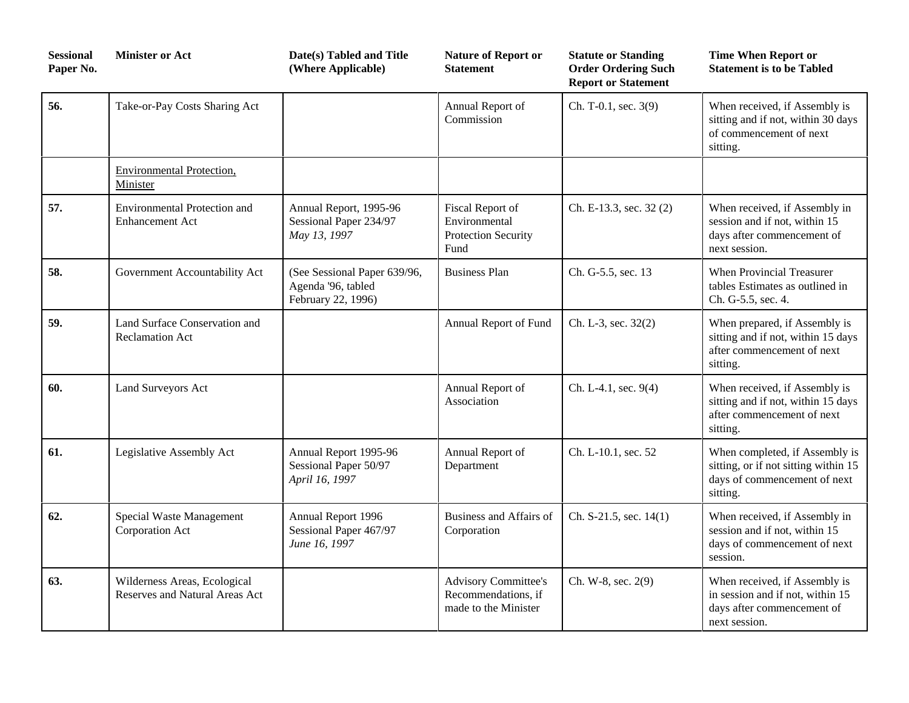| Sessional Paper No. | Minister or Act | Date(s) Tabled and Title (Where Applicable) | Nature of Report or Statement | Statute or Standing Order Ordering Such Report or Statement | Time When Report or Statement is to be Tabled |
|---|---|---|---|---|---|
| **56.** | Take-or-Pay Costs Sharing Act | | Annual Report of Commission | Ch. T-0.1, sec. 3(9) | When received, if Assembly is sitting and if not, within 30 days of commencement of next sitting. |
| | Environmental Protection, Minister | | | | |
| **57.** | Environmental Protection and Enhancement Act | Annual Report, 1995-96 Sessional Paper 234/97 *May 13, 1997* | Fiscal Report of Environmental Protection Security Fund | Ch. E-13.3, sec. 32 (2) | When received, if Assembly in session and if not, within 15 days after commencement of next session. |
| **58.** | Government Accountability Act | (See Sessional Paper 639/96, Agenda '96, tabled February 22, 1996) | Business Plan | Ch. G-5.5, sec. 13 | When Provincial Treasurer tables Estimates as outlined in Ch. G-5.5, sec. 4. |
| **59.** | Land Surface Conservation and Reclamation Act | | Annual Report of Fund | Ch. L-3, sec. 32(2) | When prepared, if Assembly is sitting and if not, within 15 days after commencement of next sitting. |
| **60.** | Land Surveyors Act | | Annual Report of Association | Ch. L-4.1, sec. 9(4) | When received, if Assembly is sitting and if not, within 15 days after commencement of next sitting. |
| **61.** | Legislative Assembly Act | Annual Report 1995-96 Sessional Paper 50/97 *April 16, 1997* | Annual Report of Department | Ch. L-10.1, sec. 52 | When completed, if Assembly is sitting, or if not sitting within 15 days of commencement of next sitting. |
| **62.** | Special Waste Management Corporation Act | Annual Report 1996 Sessional Paper 467/97 *June 16, 1997* | Business and Affairs of Corporation | Ch. S-21.5, sec. 14(1) | When received, if Assembly in session and if not, within 15 days of commencement of next session. |
| **63.** | Wilderness Areas, Ecological Reserves and Natural Areas Act | | Advisory Committee's Recommendations, if made to the Minister | Ch. W-8, sec. 2(9) | When received, if Assembly is in session and if not, within 15 days after commencement of next session. |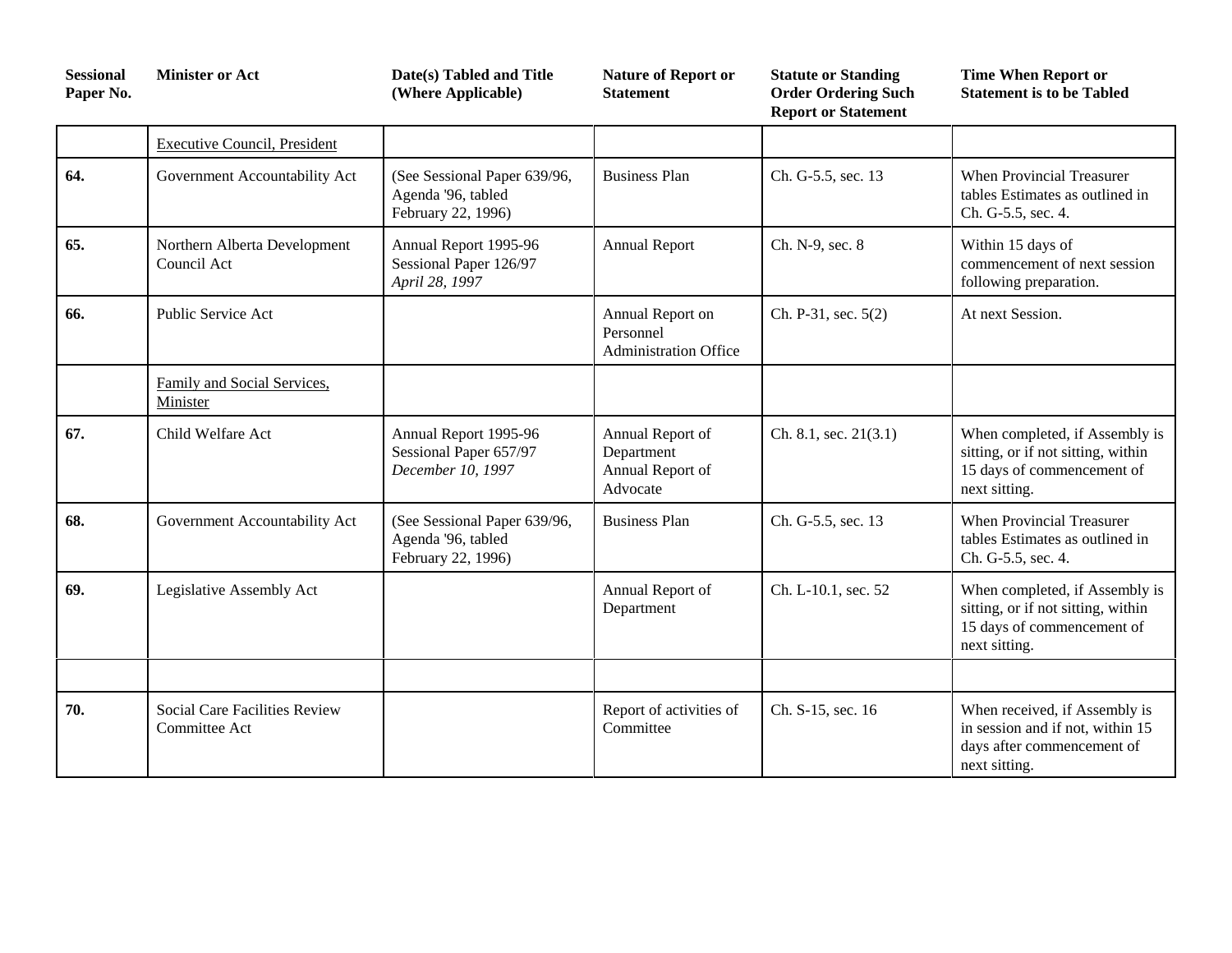| Sessional Paper No. | Minister or Act | Date(s) Tabled and Title (Where Applicable) | Nature of Report or Statement | Statute or Standing Order Ordering Such Report or Statement | Time When Report or Statement is to be Tabled |
|---|---|---|---|---|---|
| | Executive Council, President | | | | |
| **64.** | Government Accountability Act | (See Sessional Paper 639/96, Agenda '96, tabled February 22, 1996) | Business Plan | Ch. G-5.5, sec. 13 | When Provincial Treasurer tables Estimates as outlined in Ch. G-5.5, sec. 4. |
| **65.** | Northern Alberta Development Council Act | Annual Report 1995-96 Sessional Paper 126/97 *April 28, 1997* | Annual Report | Ch. N-9, sec. 8 | Within 15 days of commencement of next session following preparation. |
| **66.** | Public Service Act | | Annual Report on Personnel Administration Office | Ch. P-31, sec. 5(2) | At next Session. |
| | Family and Social Services, Minister | | | | |
| **67.** | Child Welfare Act | Annual Report 1995-96 Sessional Paper 657/97 *December 10, 1997* | Annual Report of Department Annual Report of Advocate | Ch. 8.1, sec. 21(3.1) | When completed, if Assembly is sitting, or if not sitting, within 15 days of commencement of next sitting. |
| **68.** | Government Accountability Act | (See Sessional Paper 639/96, Agenda '96, tabled February 22, 1996) | Business Plan | Ch. G-5.5, sec. 13 | When Provincial Treasurer tables Estimates as outlined in Ch. G-5.5, sec. 4. |
| **69.** | Legislative Assembly Act | | Annual Report of Department | Ch. L-10.1, sec. 52 | When completed, if Assembly is sitting, or if not sitting, within 15 days of commencement of next sitting. |
| | | | | | |
| **70.** | Social Care Facilities Review Committee Act | | Report of activities of Committee | Ch. S-15, sec. 16 | When received, if Assembly is in session and if not, within 15 days after commencement of next sitting. |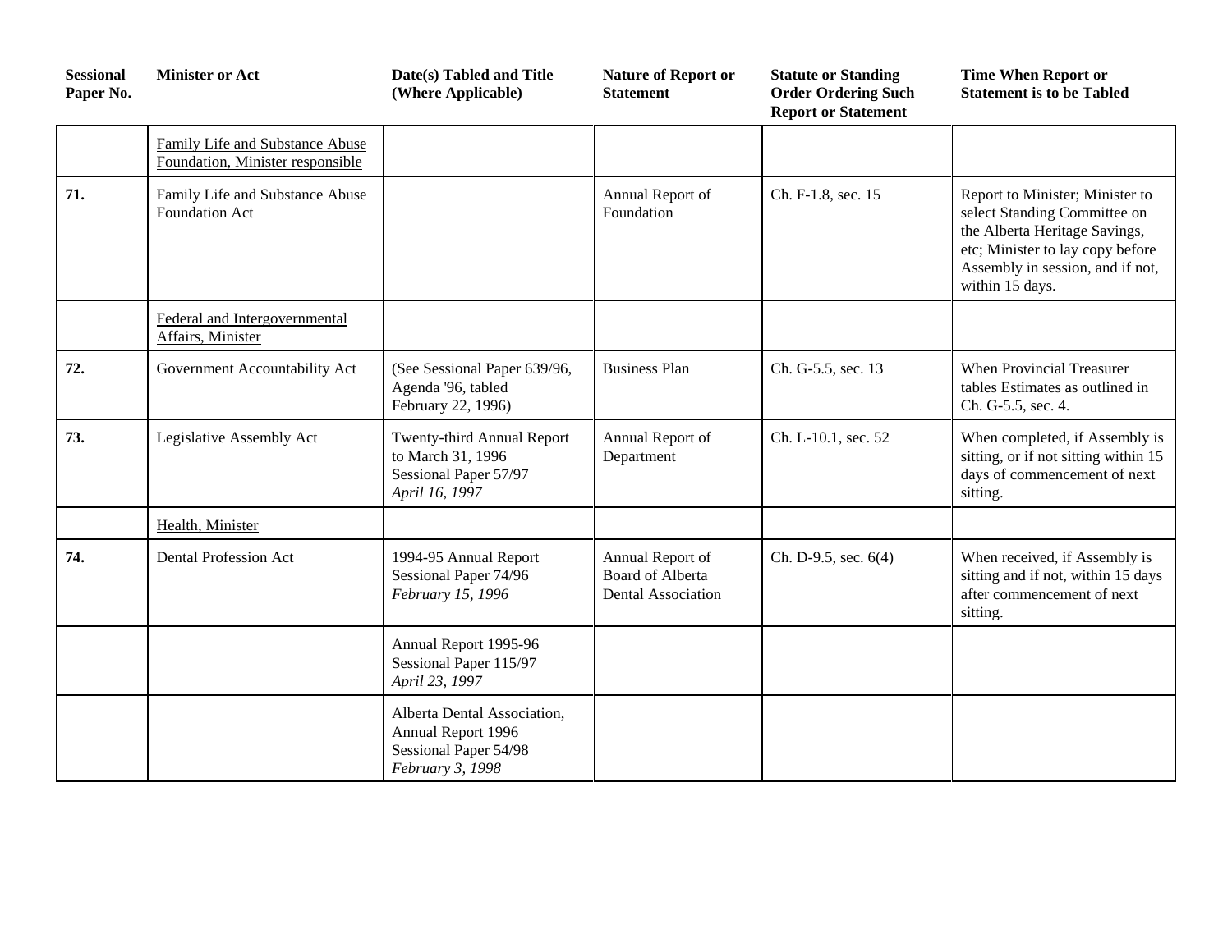| Sessional Paper No. | Minister or Act | Date(s) Tabled and Title (Where Applicable) | Nature of Report or Statement | Statute or Standing Order Ordering Such Report or Statement | Time When Report or Statement is to be Tabled |
|---|---|---|---|---|---|
| | Family Life and Substance Abuse Foundation, Minister responsible | | | | |
| **71.** | Family Life and Substance Abuse Foundation Act | | Annual Report of Foundation | Ch. F-1.8, sec. 15 | Report to Minister; Minister to select Standing Committee on the Alberta Heritage Savings, etc; Minister to lay copy before Assembly in session, and if not, within 15 days. |
| | Federal and Intergovernmental Affairs, Minister | | | | |
| **72.** | Government Accountability Act | (See Sessional Paper 639/96, Agenda '96, tabled February 22, 1996) | Business Plan | Ch. G-5.5, sec. 13 | When Provincial Treasurer tables Estimates as outlined in Ch. G-5.5, sec. 4. |
| **73.** | Legislative Assembly Act | Twenty-third Annual Report to March 31, 1996 Sessional Paper 57/97 *April 16, 1997* | Annual Report of Department | Ch. L-10.1, sec. 52 | When completed, if Assembly is sitting, or if not sitting within 15 days of commencement of next sitting. |
| | Health, Minister | | | | |
| **74.** | Dental Profession Act | 1994-95 Annual Report Sessional Paper 74/96 *February 15, 1996* | Annual Report of Board of Alberta Dental Association | Ch. D-9.5, sec. 6(4) | When received, if Assembly is sitting and if not, within 15 days after commencement of next sitting. |
| | | Annual Report 1995-96 Sessional Paper 115/97 *April 23, 1997* | | | |
| | | Alberta Dental Association, Annual Report 1996 Sessional Paper 54/98 *February 3, 1998* | | | |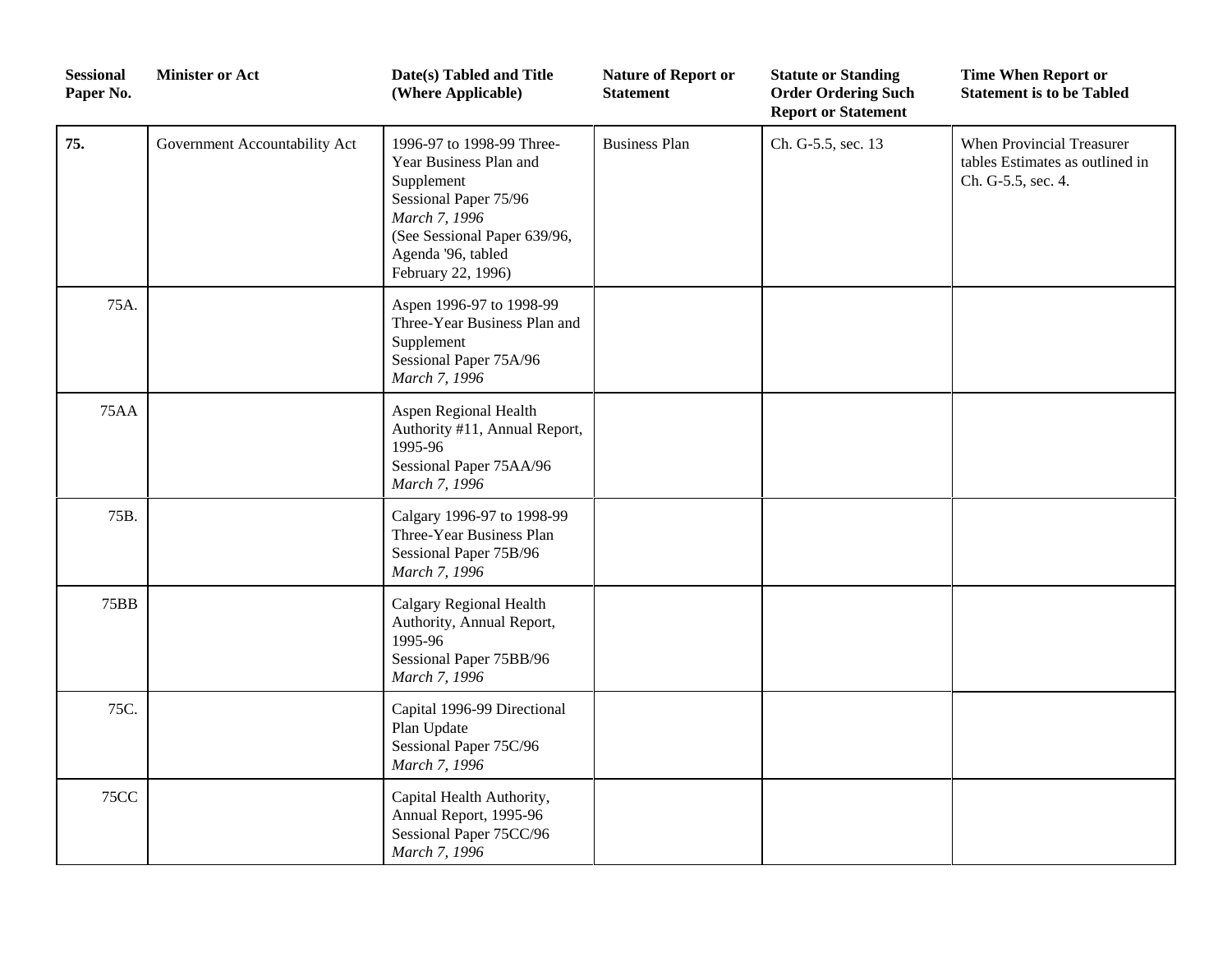| Sessional Paper No. | Minister or Act | Date(s) Tabled and Title (Where Applicable) | Nature of Report or Statement | Statute or Standing Order Ordering Such Report or Statement | Time When Report or Statement is to be Tabled |
|---|---|---|---|---|---|
| **75.** | Government Accountability Act | 1996-97 to 1998-99 Three-Year Business Plan and Supplement<br>Sessional Paper 75/96<br>*March 7, 1996*<br>(See Sessional Paper 639/96, Agenda '96, tabled February 22, 1996) | Business Plan | Ch. G-5.5, sec. 13 | When Provincial Treasurer tables Estimates as outlined in Ch. G-5.5, sec. 4. |
| 75A. | | Aspen 1996-97 to 1998-99 Three-Year Business Plan and Supplement<br>Sessional Paper 75A/96<br>*March 7, 1996* | | | |
| 75AA | | Aspen Regional Health Authority #11, Annual Report, 1995-96<br>Sessional Paper 75AA/96<br>*March 7, 1996* | | | |
| 75B. | | Calgary 1996-97 to 1998-99 Three-Year Business Plan<br>Sessional Paper 75B/96<br>*March 7, 1996* | | | |
| 75BB | | Calgary Regional Health Authority, Annual Report, 1995-96<br>Sessional Paper 75BB/96<br>*March 7, 1996* | | | |
| 75C. | | Capital 1996-99 Directional Plan Update<br>Sessional Paper 75C/96<br>*March 7, 1996* | | | |
| 75CC | | Capital Health Authority, Annual Report, 1995-96<br>Sessional Paper 75CC/96<br>*March 7, 1996* | | | |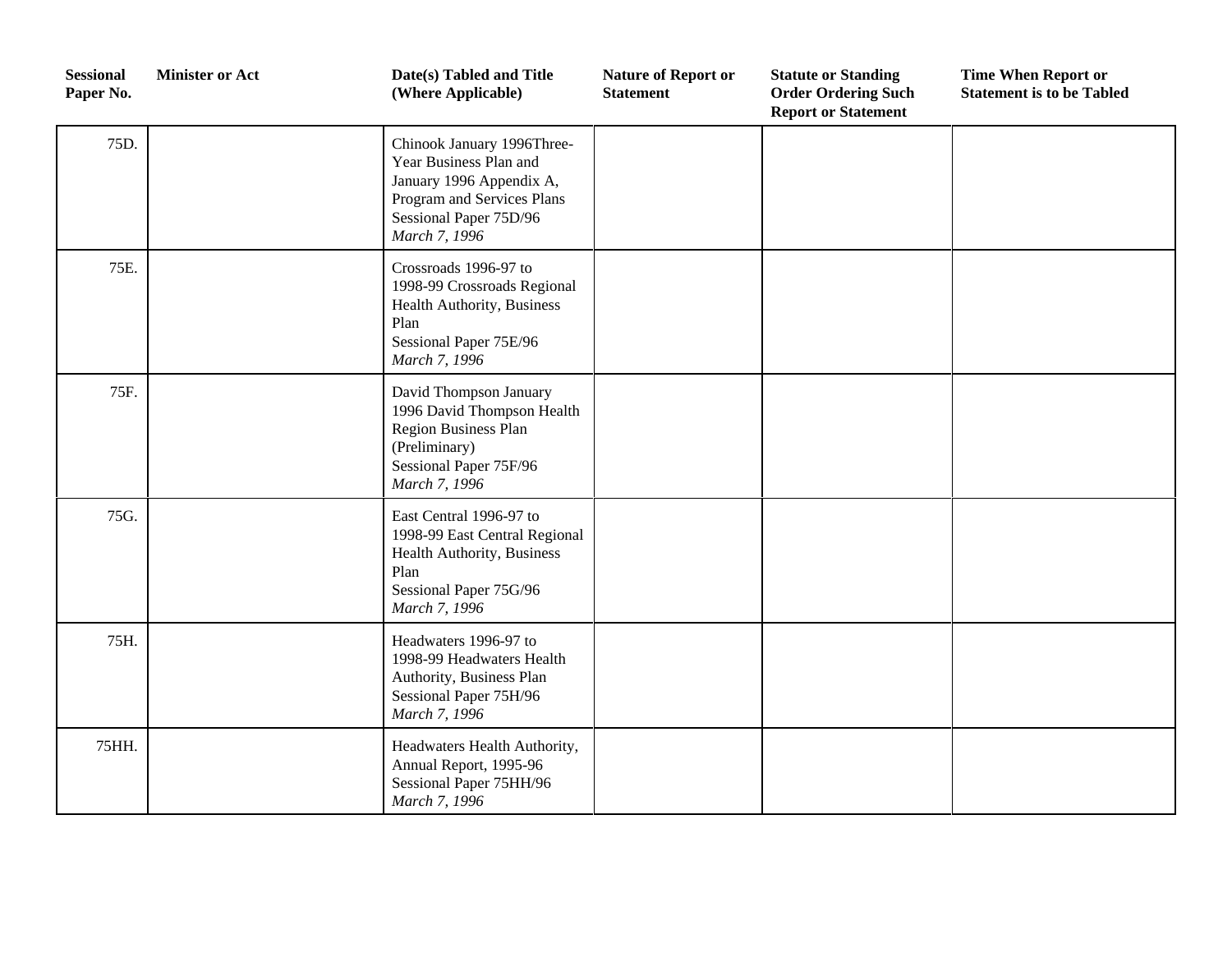| Sessional Paper No. | Minister or Act | Date(s) Tabled and Title (Where Applicable) | Nature of Report or Statement | Statute or Standing Order Ordering Such Report or Statement | Time When Report or Statement is to be Tabled |
|---|---|---|---|---|---|
| 75D. | | Chinook January 1996Three-Year Business Plan and January 1996 Appendix A, Program and Services Plans Sessional Paper 75D/96 *March 7, 1996* | | | |
| 75E. | | Crossroads 1996-97 to 1998-99 Crossroads Regional Health Authority, Business Plan Sessional Paper 75E/96 *March 7, 1996* | | | |
| 75F. | | David Thompson January 1996 David Thompson Health Region Business Plan (Preliminary) Sessional Paper 75F/96 *March 7, 1996* | | | |
| 75G. | | East Central 1996-97 to 1998-99 East Central Regional Health Authority, Business Plan Sessional Paper 75G/96 *March 7, 1996* | | | |
| 75H. | | Headwaters 1996-97 to 1998-99 Headwaters Health Authority, Business Plan Sessional Paper 75H/96 *March 7, 1996* | | | |
| 75HH. | | Headwaters Health Authority, Annual Report, 1995-96 Sessional Paper 75HH/96 *March 7, 1996* | | | |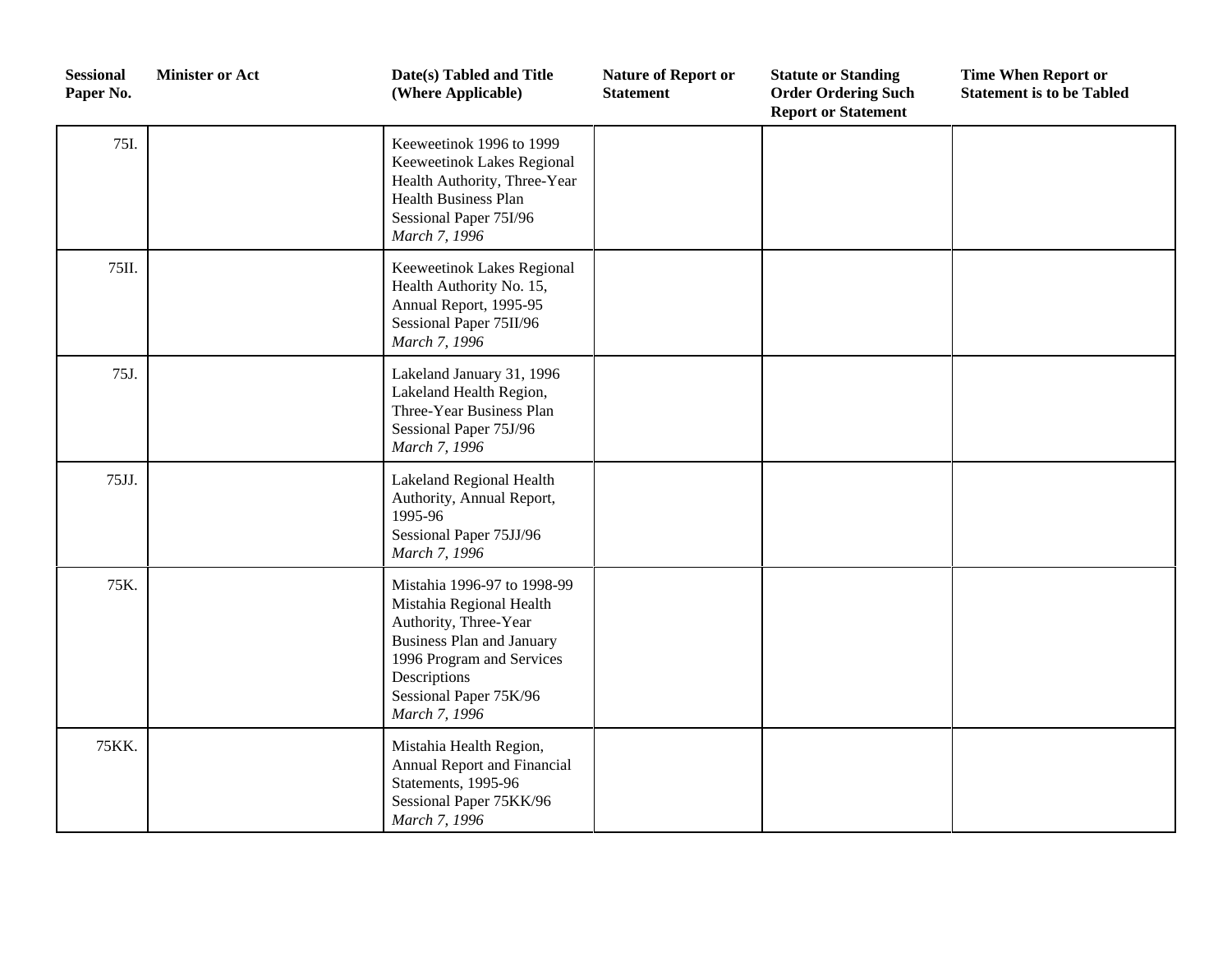| Sessional Paper No. | Minister or Act | Date(s) Tabled and Title (Where Applicable) | Nature of Report or Statement | Statute or Standing Order Ordering Such Report or Statement | Time When Report or Statement is to be Tabled |
|---|---|---|---|---|---|
| 75I. | | Keeweetinok 1996 to 1999 Keeweetinok Lakes Regional Health Authority, Three-Year Health Business Plan Sessional Paper 75I/96 *March 7, 1996* | | | |
| 75II. | | Keeweetinok Lakes Regional Health Authority No. 15, Annual Report, 1995-95 Sessional Paper 75II/96 *March 7, 1996* | | | |
| 75J. | | Lakeland January 31, 1996 Lakeland Health Region, Three-Year Business Plan Sessional Paper 75J/96 *March 7, 1996* | | | |
| 75JJ. | | Lakeland Regional Health Authority, Annual Report, 1995-96 Sessional Paper 75JJ/96 *March 7, 1996* | | | |
| 75K. | | Mistahia 1996-97 to 1998-99 Mistahia Regional Health Authority, Three-Year Business Plan and January 1996 Program and Services Descriptions Sessional Paper 75K/96 *March 7, 1996* | | | |
| 75KK. | | Mistahia Health Region, Annual Report and Financial Statements, 1995-96 Sessional Paper 75KK/96 *March 7, 1996* | | | |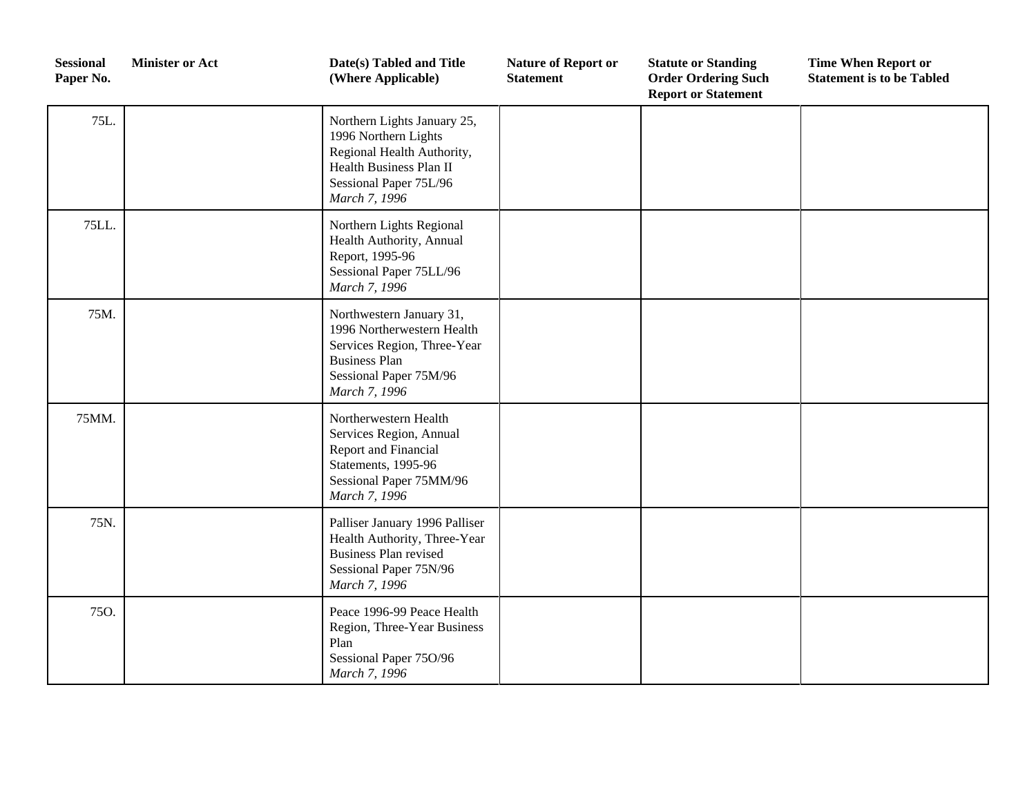| Sessional Paper No. | Minister or Act | Date(s) Tabled and Title (Where Applicable) | Nature of Report or Statement | Statute or Standing Order Ordering Such Report or Statement | Time When Report or Statement is to be Tabled |
|---|---|---|---|---|---|
| 75L. | | Northern Lights January 25, 1996 Northern Lights Regional Health Authority, Health Business Plan II Sessional Paper 75L/96 *March 7, 1996* | | | |
| 75LL. | | Northern Lights Regional Health Authority, Annual Report, 1995-96 Sessional Paper 75LL/96 *March 7, 1996* | | | |
| 75M. | | Northwestern January 31, 1996 Northerwestern Health Services Region, Three-Year Business Plan Sessional Paper 75M/96 *March 7, 1996* | | | |
| 75MM. | | Northerwestern Health Services Region, Annual Report and Financial Statements, 1995-96 Sessional Paper 75MM/96 *March 7, 1996* | | | |
| 75N. | | Palliser January 1996 Palliser Health Authority, Three-Year Business Plan revised Sessional Paper 75N/96 *March 7, 1996* | | | |
| 75O. | | Peace 1996-99 Peace Health Region, Three-Year Business Plan Sessional Paper 75O/96 *March 7, 1996* | | | |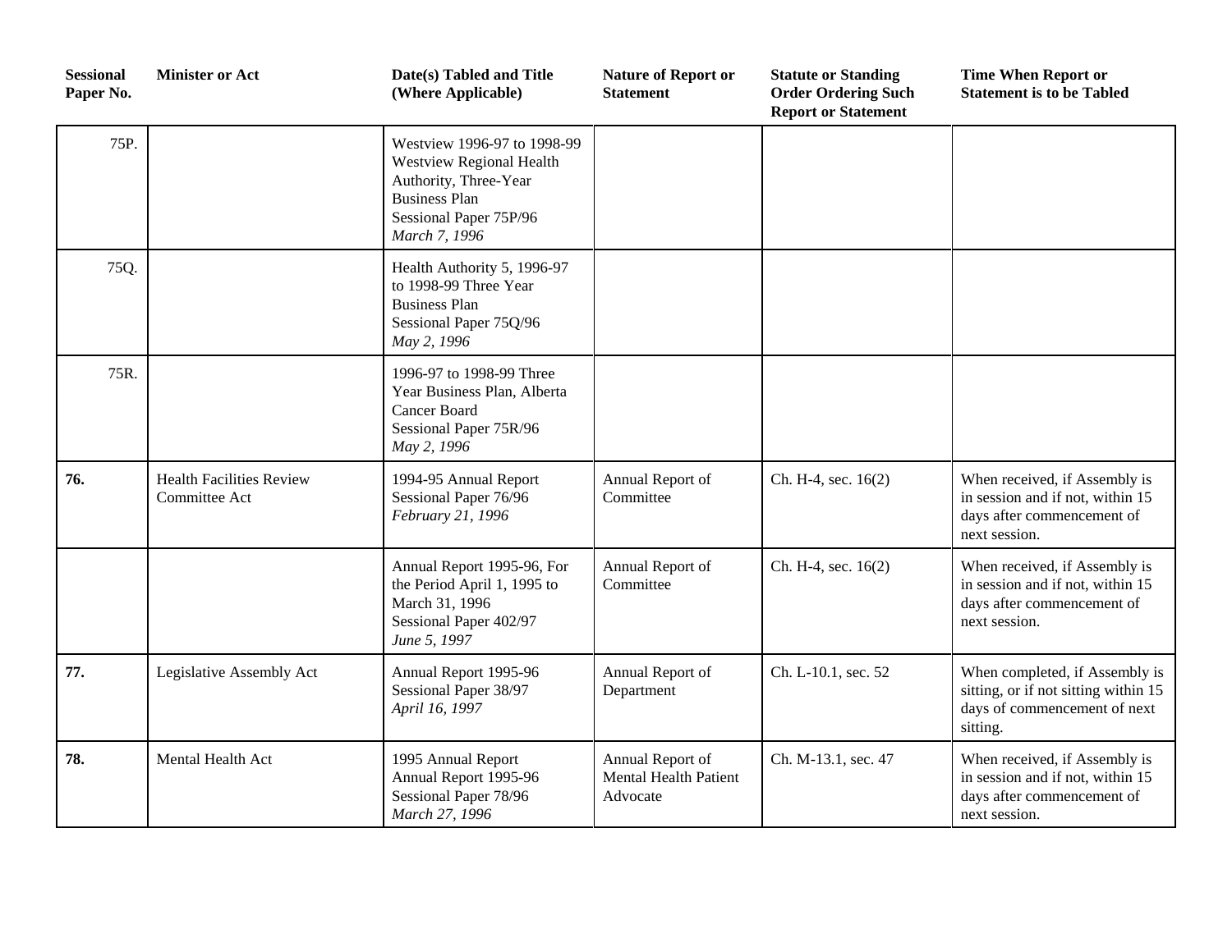| Sessional Paper No. | Minister or Act | Date(s) Tabled and Title (Where Applicable) | Nature of Report or Statement | Statute or Standing Order Ordering Such Report or Statement | Time When Report or Statement is to be Tabled |
|---|---|---|---|---|---|
| 75P. | | Westview 1996-97 to 1998-99 Westview Regional Health Authority, Three-Year Business Plan<br>Sessional Paper 75P/96<br>*March 7, 1996* | | | |
| 75Q. | | Health Authority 5, 1996-97 to 1998-99 Three Year Business Plan<br>Sessional Paper 75Q/96<br>*May 2, 1996* | | | |
| 75R. | | 1996-97 to 1998-99 Three Year Business Plan, Alberta Cancer Board<br>Sessional Paper 75R/96<br>*May 2, 1996* | | | |
| **76.** | Health Facilities Review Committee Act | 1994-95 Annual Report<br>Sessional Paper 76/96<br>*February 21, 1996* | Annual Report of Committee | Ch. H-4, sec. 16(2) | When received, if Assembly is in session and if not, within 15 days after commencement of next session. |
| | | Annual Report 1995-96, For the Period April 1, 1995 to March 31, 1996<br>Sessional Paper 402/97<br>*June 5, 1997* | Annual Report of Committee | Ch. H-4, sec. 16(2) | When received, if Assembly is in session and if not, within 15 days after commencement of next session. |
| **77.** | Legislative Assembly Act | Annual Report 1995-96<br>Sessional Paper 38/97<br>*April 16, 1997* | Annual Report of Department | Ch. L-10.1, sec. 52 | When completed, if Assembly is sitting, or if not sitting within 15 days of commencement of next sitting. |
| **78.** | Mental Health Act | 1995 Annual Report<br>Annual Report 1995-96<br>Sessional Paper 78/96<br>*March 27, 1996* | Annual Report of Mental Health Patient Advocate | Ch. M-13.1, sec. 47 | When received, if Assembly is in session and if not, within 15 days after commencement of next session. |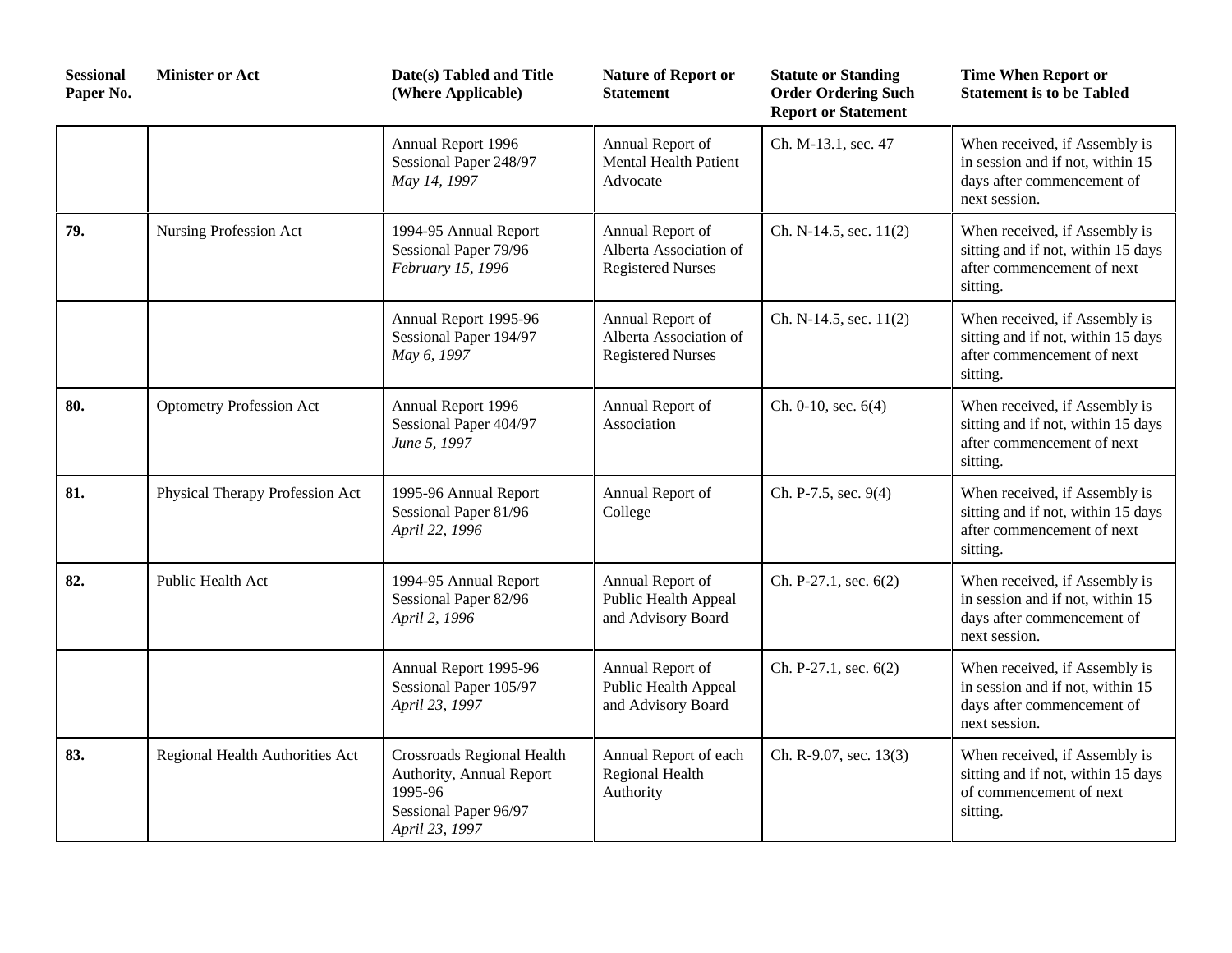| Sessional Paper No. | Minister or Act | Date(s) Tabled and Title (Where Applicable) | Nature of Report or Statement | Statute or Standing Order Ordering Such Report or Statement | Time When Report or Statement is to be Tabled |
|---|---|---|---|---|---|
| | | Annual Report 1996<br>Sessional Paper 248/97<br>*May 14, 1997* | Annual Report of Mental Health Patient Advocate | Ch. M-13.1, sec. 47 | When received, if Assembly is in session and if not, within 15 days after commencement of next session. |
| **79.** | Nursing Profession Act | 1994-95 Annual Report<br>Sessional Paper 79/96<br>*February 15, 1996* | Annual Report of Alberta Association of Registered Nurses | Ch. N-14.5, sec. 11(2) | When received, if Assembly is sitting and if not, within 15 days after commencement of next sitting. |
| | | Annual Report 1995-96<br>Sessional Paper 194/97<br>*May 6, 1997* | Annual Report of Alberta Association of Registered Nurses | Ch. N-14.5, sec. 11(2) | When received, if Assembly is sitting and if not, within 15 days after commencement of next sitting. |
| **80.** | Optometry Profession Act | Annual Report 1996<br>Sessional Paper 404/97<br>*June 5, 1997* | Annual Report of Association | Ch. 0-10, sec. 6(4) | When received, if Assembly is sitting and if not, within 15 days after commencement of next sitting. |
| **81.** | Physical Therapy Profession Act | 1995-96 Annual Report<br>Sessional Paper 81/96<br>*April 22, 1996* | Annual Report of College | Ch. P-7.5, sec. 9(4) | When received, if Assembly is sitting and if not, within 15 days after commencement of next sitting. |
| **82.** | Public Health Act | 1994-95 Annual Report<br>Sessional Paper 82/96<br>*April 2, 1996* | Annual Report of Public Health Appeal and Advisory Board | Ch. P-27.1, sec. 6(2) | When received, if Assembly is in session and if not, within 15 days after commencement of next session. |
| | | Annual Report 1995-96<br>Sessional Paper 105/97<br>*April 23, 1997* | Annual Report of Public Health Appeal and Advisory Board | Ch. P-27.1, sec. 6(2) | When received, if Assembly is in session and if not, within 15 days after commencement of next session. |
| **83.** | Regional Health Authorities Act | Crossroads Regional Health Authority, Annual Report 1995-96<br>Sessional Paper 96/97<br>*April 23, 1997* | Annual Report of each Regional Health Authority | Ch. R-9.07, sec. 13(3) | When received, if Assembly is sitting and if not, within 15 days of commencement of next sitting. |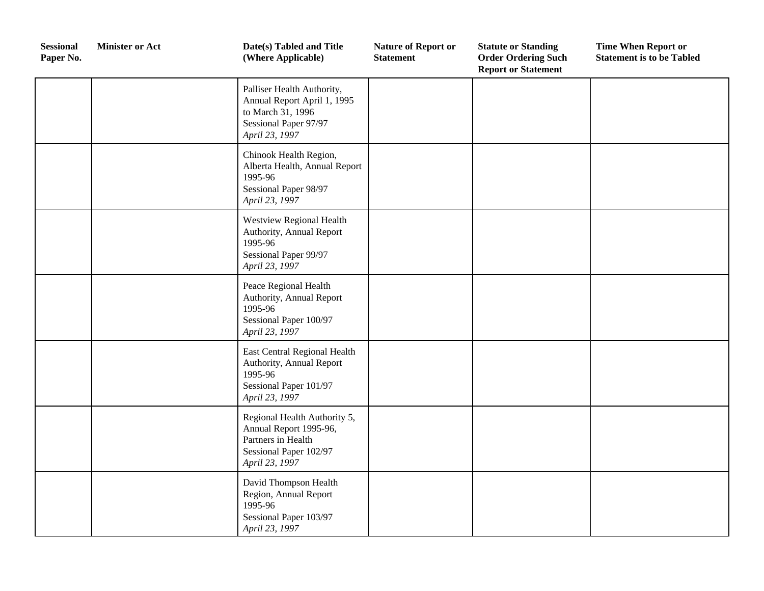| Sessional Paper No. | Minister or Act | Date(s) Tabled and Title (Where Applicable) | Nature of Report or Statement | Statute or Standing Order Ordering Such Report or Statement | Time When Report or Statement is to be Tabled |
|---|---|---|---|---|---|
| | | Palliser Health Authority, Annual Report April 1, 1995 to March 31, 1996<br>Sessional Paper 97/97<br>*April 23, 1997* | | | |
| | | Chinook Health Region, Alberta Health, Annual Report 1995-96<br>Sessional Paper 98/97<br>*April 23, 1997* | | | |
| | | Westview Regional Health Authority, Annual Report 1995-96<br>Sessional Paper 99/97<br>*April 23, 1997* | | | |
| | | Peace Regional Health Authority, Annual Report 1995-96<br>Sessional Paper 100/97<br>*April 23, 1997* | | | |
| | | East Central Regional Health Authority, Annual Report 1995-96<br>Sessional Paper 101/97<br>*April 23, 1997* | | | |
| | | Regional Health Authority 5, Annual Report 1995-96, Partners in Health<br>Sessional Paper 102/97<br>*April 23, 1997* | | | |
| | | David Thompson Health Region, Annual Report 1995-96<br>Sessional Paper 103/97<br>*April 23, 1997* | | | |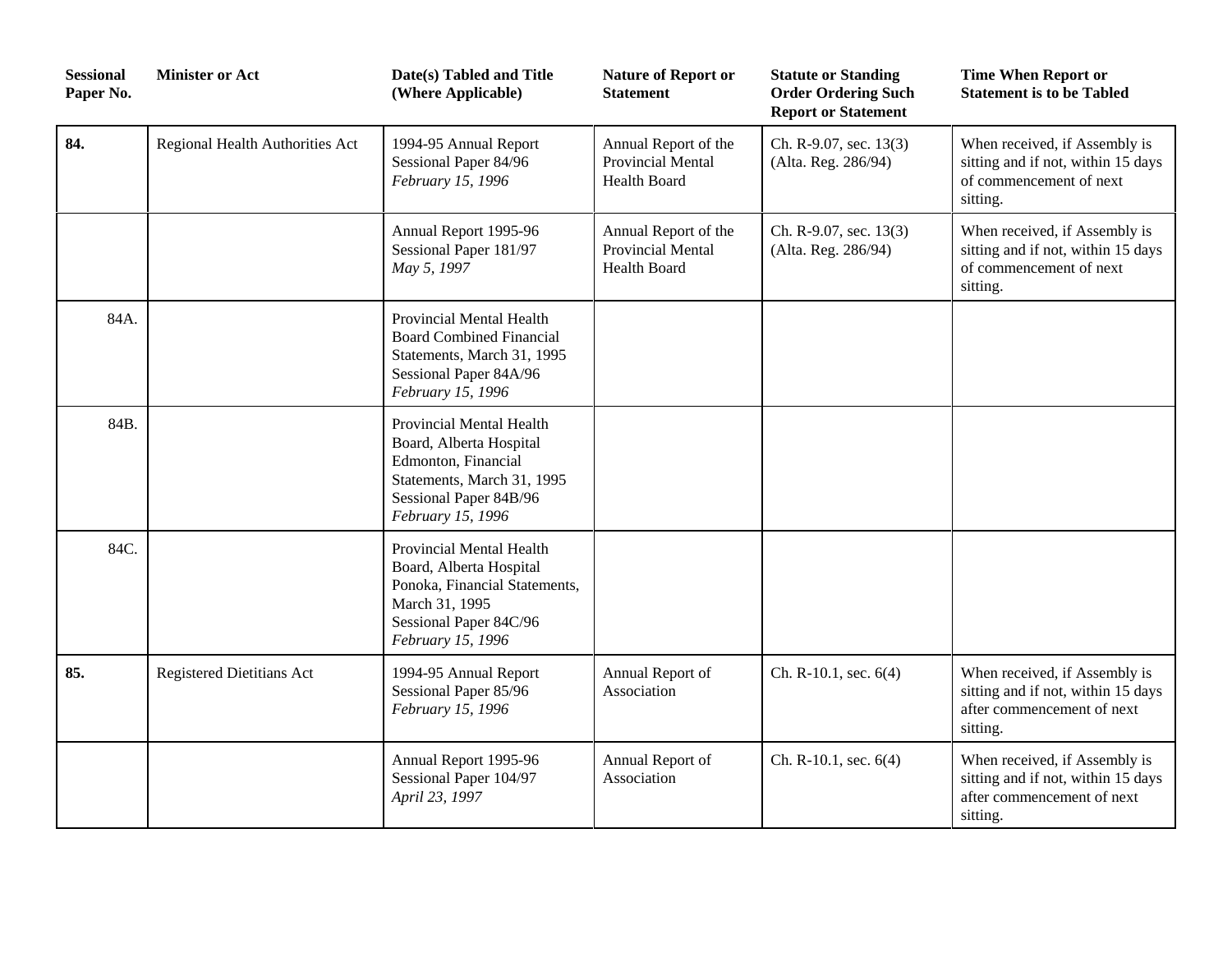| Sessional Paper No. | Minister or Act | Date(s) Tabled and Title (Where Applicable) | Nature of Report or Statement | Statute or Standing Order Ordering Such Report or Statement | Time When Report or Statement is to be Tabled |
|---|---|---|---|---|---|
| **84.** | Regional Health Authorities Act | 1994-95 Annual Report<br>Sessional Paper 84/96<br>*February 15, 1996* | Annual Report of the Provincial Mental Health Board | Ch. R-9.07, sec. 13(3) (Alta. Reg. 286/94) | When received, if Assembly is sitting and if not, within 15 days of commencement of next sitting. |
| | | Annual Report 1995-96<br>Sessional Paper 181/97<br>*May 5, 1997* | Annual Report of the Provincial Mental Health Board | Ch. R-9.07, sec. 13(3) (Alta. Reg. 286/94) | When received, if Assembly is sitting and if not, within 15 days of commencement of next sitting. |
| 84A. | | Provincial Mental Health Board Combined Financial Statements, March 31, 1995<br>Sessional Paper 84A/96<br>*February 15, 1996* | | | |
| 84B. | | Provincial Mental Health Board, Alberta Hospital Edmonton, Financial Statements, March 31, 1995<br>Sessional Paper 84B/96<br>*February 15, 1996* | | | |
| 84C. | | Provincial Mental Health Board, Alberta Hospital Ponoka, Financial Statements, March 31, 1995<br>Sessional Paper 84C/96<br>*February 15, 1996* | | | |
| **85.** | Registered Dietitians Act | 1994-95 Annual Report<br>Sessional Paper 85/96<br>*February 15, 1996* | Annual Report of Association | Ch. R-10.1, sec. 6(4) | When received, if Assembly is sitting and if not, within 15 days after commencement of next sitting. |
| | | Annual Report 1995-96<br>Sessional Paper 104/97<br>*April 23, 1997* | Annual Report of Association | Ch. R-10.1, sec. 6(4) | When received, if Assembly is sitting and if not, within 15 days after commencement of next sitting. |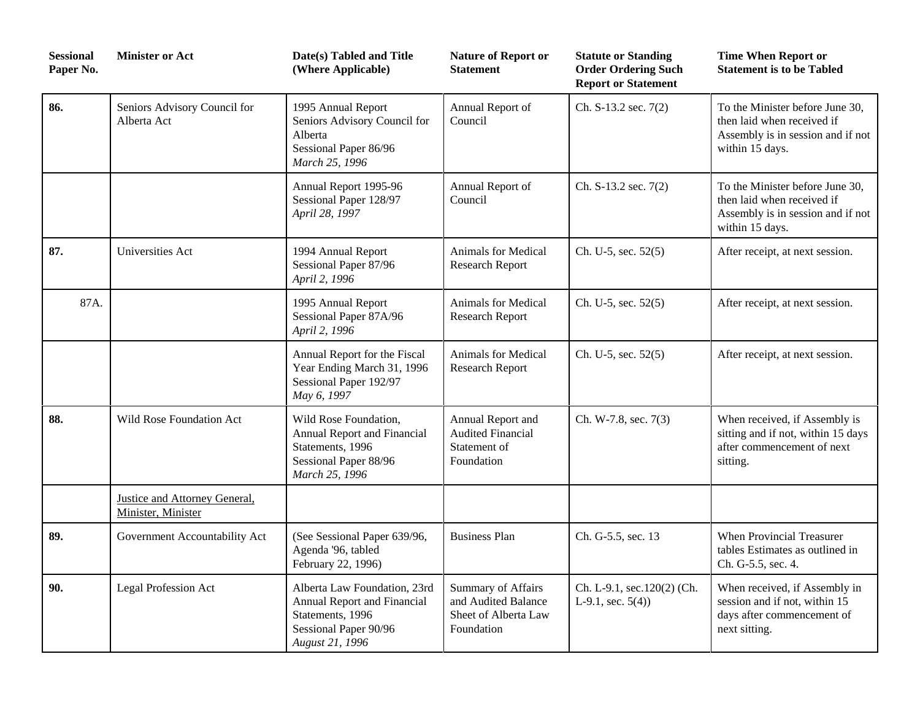| Sessional Paper No. | Minister or Act | Date(s) Tabled and Title (Where Applicable) | Nature of Report or Statement | Statute or Standing Order Ordering Such Report or Statement | Time When Report or Statement is to be Tabled |
|---|---|---|---|---|---|
| **86.** | Seniors Advisory Council for Alberta Act | 1995 Annual Report Seniors Advisory Council for Alberta Sessional Paper 86/96 *March 25, 1996* | Annual Report of Council | Ch. S-13.2 sec. 7(2) | To the Minister before June 30, then laid when received if Assembly is in session and if not within 15 days. |
| | | Annual Report 1995-96 Sessional Paper 128/97 *April 28, 1997* | Annual Report of Council | Ch. S-13.2 sec. 7(2) | To the Minister before June 30, then laid when received if Assembly is in session and if not within 15 days. |
| **87.** | Universities Act | 1994 Annual Report Sessional Paper 87/96 *April 2, 1996* | Animals for Medical Research Report | Ch. U-5, sec. 52(5) | After receipt, at next session. |
| 87A. | | 1995 Annual Report Sessional Paper 87A/96 *April 2, 1996* | Animals for Medical Research Report | Ch. U-5, sec. 52(5) | After receipt, at next session. |
| | | Annual Report for the Fiscal Year Ending March 31, 1996 Sessional Paper 192/97 *May 6, 1997* | Animals for Medical Research Report | Ch. U-5, sec. 52(5) | After receipt, at next session. |
| **88.** | Wild Rose Foundation Act | Wild Rose Foundation, Annual Report and Financial Statements, 1996 Sessional Paper 88/96 *March 25, 1996* | Annual Report and Audited Financial Statement of Foundation | Ch. W-7.8, sec. 7(3) | When received, if Assembly is sitting and if not, within 15 days after commencement of next sitting. |
| | Justice and Attorney General, Minister, Minister | | | | |
| **89.** | Government Accountability Act | (See Sessional Paper 639/96, Agenda '96, tabled February 22, 1996) | Business Plan | Ch. G-5.5, sec. 13 | When Provincial Treasurer tables Estimates as outlined in Ch. G-5.5, sec. 4. |
| **90.** | Legal Profession Act | Alberta Law Foundation, 23rd Annual Report and Financial Statements, 1996 Sessional Paper 90/96 *August 21, 1996* | Summary of Affairs and Audited Balance Sheet of Alberta Law Foundation | Ch. L-9.1, sec.120(2) (Ch. L-9.1, sec. 5(4)) | When received, if Assembly in session and if not, within 15 days after commencement of next sitting. |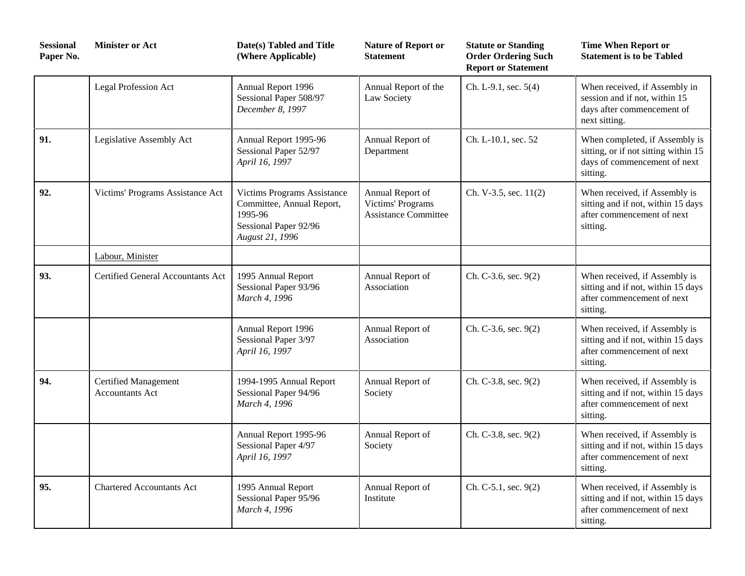| Sessional Paper No. | Minister or Act | Date(s) Tabled and Title (Where Applicable) | Nature of Report or Statement | Statute or Standing Order Ordering Such Report or Statement | Time When Report or Statement is to be Tabled |
|---|---|---|---|---|---|
| | Legal Profession Act | Annual Report 1996<br>Sessional Paper 508/97<br>*December 8, 1997* | Annual Report of the Law Society | Ch. L-9.1, sec. 5(4) | When received, if Assembly in session and if not, within 15 days after commencement of next sitting. |
| **91.** | Legislative Assembly Act | Annual Report 1995-96<br>Sessional Paper 52/97<br>*April 16, 1997* | Annual Report of Department | Ch. L-10.1, sec. 52 | When completed, if Assembly is sitting, or if not sitting within 15 days of commencement of next sitting. |
| **92.** | Victims' Programs Assistance Act | Victims Programs Assistance Committee, Annual Report, 1995-96<br>Sessional Paper 92/96<br>*August 21, 1996* | Annual Report of Victims' Programs Assistance Committee | Ch. V-3.5, sec. 11(2) | When received, if Assembly is sitting and if not, within 15 days after commencement of next sitting. |
| | Labour, Minister | | | | |
| **93.** | Certified General Accountants Act | 1995 Annual Report<br>Sessional Paper 93/96<br>*March 4, 1996* | Annual Report of Association | Ch. C-3.6, sec. 9(2) | When received, if Assembly is sitting and if not, within 15 days after commencement of next sitting. |
| | | Annual Report 1996<br>Sessional Paper 3/97<br>*April 16, 1997* | Annual Report of Association | Ch. C-3.6, sec. 9(2) | When received, if Assembly is sitting and if not, within 15 days after commencement of next sitting. |
| **94.** | Certified Management Accountants Act | 1994-1995 Annual Report<br>Sessional Paper 94/96<br>*March 4, 1996* | Annual Report of Society | Ch. C-3.8, sec. 9(2) | When received, if Assembly is sitting and if not, within 15 days after commencement of next sitting. |
| | | Annual Report 1995-96<br>Sessional Paper 4/97<br>*April 16, 1997* | Annual Report of Society | Ch. C-3.8, sec. 9(2) | When received, if Assembly is sitting and if not, within 15 days after commencement of next sitting. |
| **95.** | Chartered Accountants Act | 1995 Annual Report<br>Sessional Paper 95/96<br>*March 4, 1996* | Annual Report of Institute | Ch. C-5.1, sec. 9(2) | When received, if Assembly is sitting and if not, within 15 days after commencement of next sitting. |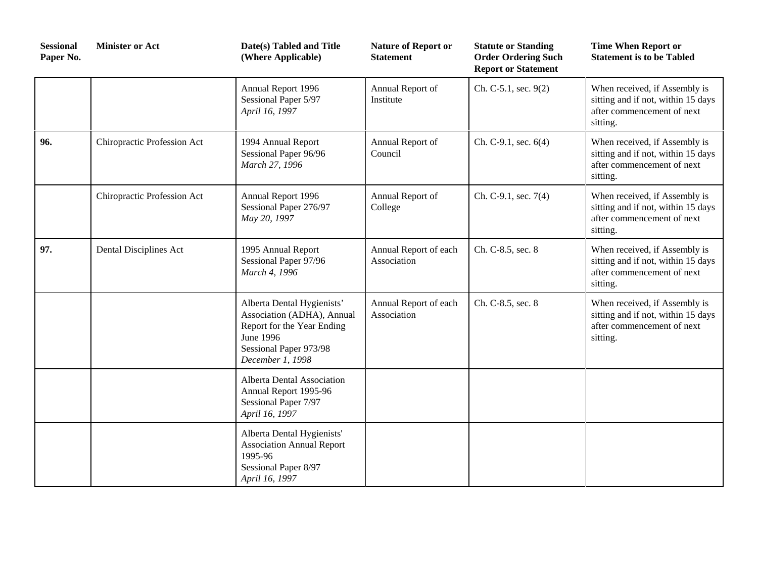| Sessional Paper No. | Minister or Act | Date(s) Tabled and Title (Where Applicable) | Nature of Report or Statement | Statute or Standing Order Ordering Such Report or Statement | Time When Report or Statement is to be Tabled |
|---|---|---|---|---|---|
| | | Annual Report 1996<br>Sessional Paper 5/97<br>*April 16, 1997* | Annual Report of Institute | Ch. C-5.1, sec. 9(2) | When received, if Assembly is sitting and if not, within 15 days after commencement of next sitting. |
| **96.** | Chiropractic Profession Act | 1994 Annual Report<br>Sessional Paper 96/96<br>*March 27, 1996* | Annual Report of Council | Ch. C-9.1, sec. 6(4) | When received, if Assembly is sitting and if not, within 15 days after commencement of next sitting. |
| | Chiropractic Profession Act | Annual Report 1996<br>Sessional Paper 276/97<br>*May 20, 1997* | Annual Report of College | Ch. C-9.1, sec. 7(4) | When received, if Assembly is sitting and if not, within 15 days after commencement of next sitting. |
| **97.** | Dental Disciplines Act | 1995 Annual Report<br>Sessional Paper 97/96<br>*March 4, 1996* | Annual Report of each Association | Ch. C-8.5, sec. 8 | When received, if Assembly is sitting and if not, within 15 days after commencement of next sitting. |
| | | Alberta Dental Hygienists' Association (ADHA), Annual Report for the Year Ending June 1996<br>Sessional Paper 973/98<br>*December 1, 1998* | Annual Report of each Association | Ch. C-8.5, sec. 8 | When received, if Assembly is sitting and if not, within 15 days after commencement of next sitting. |
| | | Alberta Dental Association Annual Report 1995-96<br>Sessional Paper 7/97<br>*April 16, 1997* | | | |
| | | Alberta Dental Hygienists' Association Annual Report 1995-96<br>Sessional Paper 8/97<br>*April 16, 1997* | | | |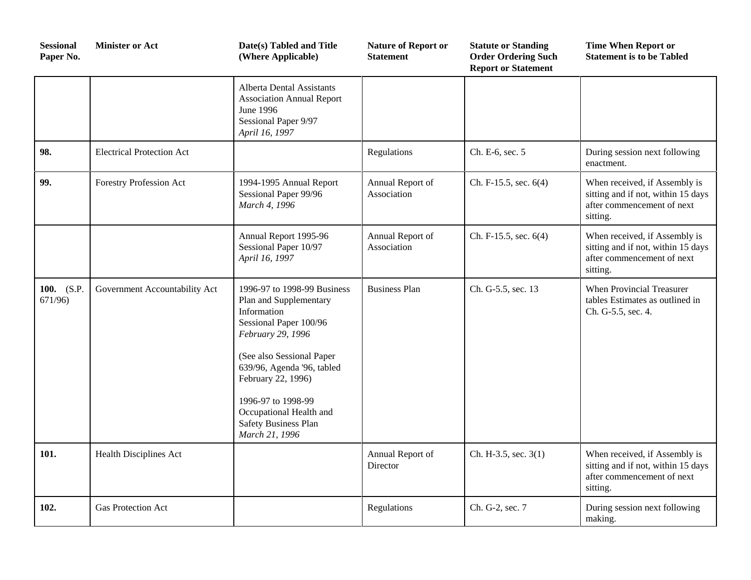| Sessional Paper No. | Minister or Act | Date(s) Tabled and Title (Where Applicable) | Nature of Report or Statement | Statute or Standing Order Ordering Such Report or Statement | Time When Report or Statement is to be Tabled |
|---|---|---|---|---|---|
| | | Alberta Dental Assistants Association Annual Report June 1996<br>Sessional Paper 9/97<br>*April 16, 1997* | | | |
| **98.** | Electrical Protection Act | | Regulations | Ch. E-6, sec. 5 | During session next following enactment. |
| **99.** | Forestry Profession Act | 1994-1995 Annual Report<br>Sessional Paper 99/96<br>*March 4, 1996* | Annual Report of Association | Ch. F-15.5, sec. 6(4) | When received, if Assembly is sitting and if not, within 15 days after commencement of next sitting. |
| | | Annual Report 1995-96<br>Sessional Paper 10/97<br>*April 16, 1997* | Annual Report of Association | Ch. F-15.5, sec. 6(4) | When received, if Assembly is sitting and if not, within 15 days after commencement of next sitting. |
| **100.** (S.P. 671/96) | Government Accountability Act | 1996-97 to 1998-99 Business Plan and Supplementary Information<br>Sessional Paper 100/96<br>*February 29, 1996*<br><br>(See also Sessional Paper 639/96, Agenda '96, tabled February 22, 1996)<br><br>1996-97 to 1998-99 Occupational Health and Safety Business Plan<br>*March 21, 1996* | Business Plan | Ch. G-5.5, sec. 13 | When Provincial Treasurer tables Estimates as outlined in Ch. G-5.5, sec. 4. |
| **101.** | Health Disciplines Act | | Annual Report of Director | Ch. H-3.5, sec. 3(1) | When received, if Assembly is sitting and if not, within 15 days after commencement of next sitting. |
| **102.** | Gas Protection Act | | Regulations | Ch. G-2, sec. 7 | During session next following making. |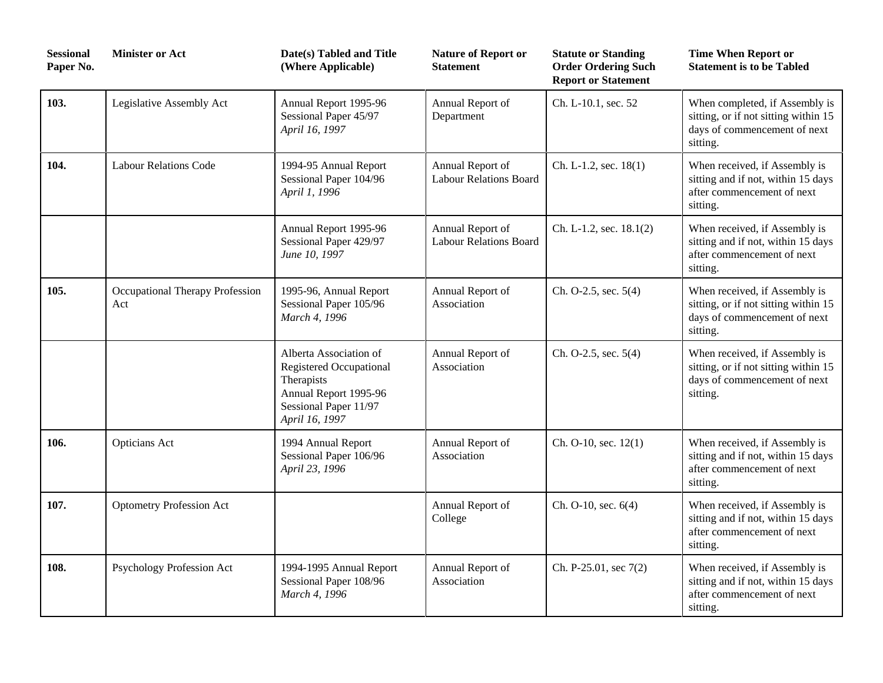| Sessional Paper No. | Minister or Act | Date(s) Tabled and Title (Where Applicable) | Nature of Report or Statement | Statute or Standing Order Ordering Such Report or Statement | Time When Report or Statement is to be Tabled |
|---|---|---|---|---|---|
| **103.** | Legislative Assembly Act | Annual Report 1995-96 Sessional Paper 45/97 *April 16, 1997* | Annual Report of Department | Ch. L-10.1, sec. 52 | When completed, if Assembly is sitting, or if not sitting within 15 days of commencement of next sitting. |
| **104.** | Labour Relations Code | 1994-95 Annual Report Sessional Paper 104/96 *April 1, 1996* | Annual Report of Labour Relations Board | Ch. L-1.2, sec. 18(1) | When received, if Assembly is sitting and if not, within 15 days after commencement of next sitting. |
| | | Annual Report 1995-96 Sessional Paper 429/97 *June 10, 1997* | Annual Report of Labour Relations Board | Ch. L-1.2, sec. 18.1(2) | When received, if Assembly is sitting and if not, within 15 days after commencement of next sitting. |
| **105.** | Occupational Therapy Profession Act | 1995-96, Annual Report Sessional Paper 105/96 *March 4, 1996* | Annual Report of Association | Ch. O-2.5, sec. 5(4) | When received, if Assembly is sitting, or if not sitting within 15 days of commencement of next sitting. |
| | | Alberta Association of Registered Occupational Therapists Annual Report 1995-96 Sessional Paper 11/97 *April 16, 1997* | Annual Report of Association | Ch. O-2.5, sec. 5(4) | When received, if Assembly is sitting, or if not sitting within 15 days of commencement of next sitting. |
| **106.** | Opticians Act | 1994 Annual Report Sessional Paper 106/96 *April 23, 1996* | Annual Report of Association | Ch. O-10, sec. 12(1) | When received, if Assembly is sitting and if not, within 15 days after commencement of next sitting. |
| **107.** | Optometry Profession Act | | Annual Report of College | Ch. O-10, sec. 6(4) | When received, if Assembly is sitting and if not, within 15 days after commencement of next sitting. |
| **108.** | Psychology Profession Act | 1994-1995 Annual Report Sessional Paper 108/96 *March 4, 1996* | Annual Report of Association | Ch. P-25.01, sec 7(2) | When received, if Assembly is sitting and if not, within 15 days after commencement of next sitting. |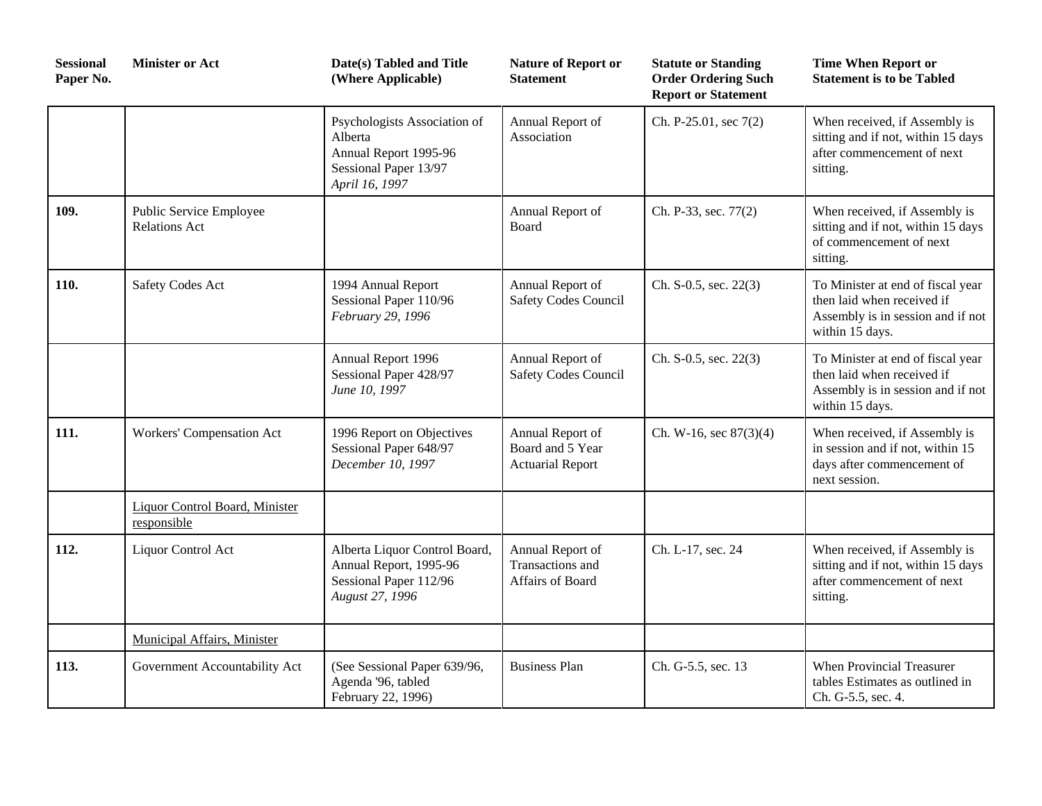| Sessional Paper No. | Minister or Act | Date(s) Tabled and Title (Where Applicable) | Nature of Report or Statement | Statute or Standing Order Ordering Such Report or Statement | Time When Report or Statement is to be Tabled |
|---|---|---|---|---|---|
| | | Psychologists Association of Alberta<br>Annual Report 1995-96<br>Sessional Paper 13/97<br>*April 16, 1997* | Annual Report of Association | Ch. P-25.01, sec 7(2) | When received, if Assembly is sitting and if not, within 15 days after commencement of next sitting. |
| **109.** | Public Service Employee Relations Act | | Annual Report of Board | Ch. P-33, sec. 77(2) | When received, if Assembly is sitting and if not, within 15 days of commencement of next sitting. |
| **110.** | Safety Codes Act | 1994 Annual Report<br>Sessional Paper 110/96<br>*February 29, 1996* | Annual Report of Safety Codes Council | Ch. S-0.5, sec. 22(3) | To Minister at end of fiscal year then laid when received if Assembly is in session and if not within 15 days. |
| | | Annual Report 1996<br>Sessional Paper 428/97<br>*June 10, 1997* | Annual Report of Safety Codes Council | Ch. S-0.5, sec. 22(3) | To Minister at end of fiscal year then laid when received if Assembly is in session and if not within 15 days. |
| **111.** | Workers' Compensation Act | 1996 Report on Objectives<br>Sessional Paper 648/97<br>*December 10, 1997* | Annual Report of Board and 5 Year Actuarial Report | Ch. W-16, sec 87(3)(4) | When received, if Assembly is in session and if not, within 15 days after commencement of next session. |
| | <u>Liquor Control Board, Minister responsible</u> | | | | |
| **112.** | Liquor Control Act | Alberta Liquor Control Board, Annual Report, 1995-96<br>Sessional Paper 112/96<br>*August 27, 1996* | Annual Report of Transactions and Affairs of Board | Ch. L-17, sec. 24 | When received, if Assembly is sitting and if not, within 15 days after commencement of next sitting. |
| | <u>Municipal Affairs, Minister</u> | | | | |
| **113.** | Government Accountability Act | (See Sessional Paper 639/96, Agenda '96, tabled February 22, 1996) | Business Plan | Ch. G-5.5, sec. 13 | When Provincial Treasurer tables Estimates as outlined in Ch. G-5.5, sec. 4. |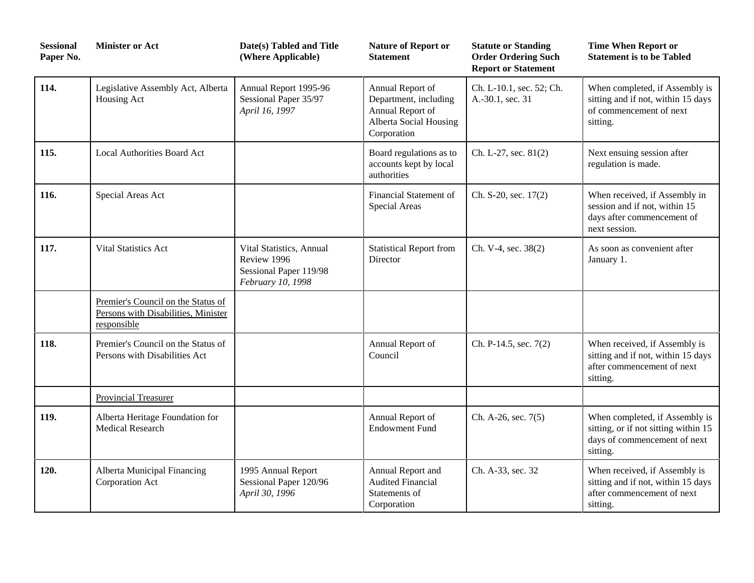| Sessional Paper No. | Minister or Act | Date(s) Tabled and Title (Where Applicable) | Nature of Report or Statement | Statute or Standing Order Ordering Such Report or Statement | Time When Report or Statement is to be Tabled |
|---|---|---|---|---|---|
| **114.** | Legislative Assembly Act, Alberta Housing Act | Annual Report 1995-96 Sessional Paper 35/97 *April 16, 1997* | Annual Report of Department, including Annual Report of Alberta Social Housing Corporation | Ch. L-10.1, sec. 52; Ch. A.-30.1, sec. 31 | When completed, if Assembly is sitting and if not, within 15 days of commencement of next sitting. |
| **115.** | Local Authorities Board Act | | Board regulations as to accounts kept by local authorities | Ch. L-27, sec. 81(2) | Next ensuing session after regulation is made. |
| **116.** | Special Areas Act | | Financial Statement of Special Areas | Ch. S-20, sec. 17(2) | When received, if Assembly in session and if not, within 15 days after commencement of next session. |
| **117.** | Vital Statistics Act | Vital Statistics, Annual Review 1996 Sessional Paper 119/98 *February 10, 1998* | Statistical Report from Director | Ch. V-4, sec. 38(2) | As soon as convenient after January 1. |
| | <u>Premier's Council on the Status of Persons with Disabilities, Minister responsible</u> | | | | |
| **118.** | Premier's Council on the Status of Persons with Disabilities Act | | Annual Report of Council | Ch. P-14.5, sec. 7(2) | When received, if Assembly is sitting and if not, within 15 days after commencement of next sitting. |
| | <u>Provincial Treasurer</u> | | | | |
| **119.** | Alberta Heritage Foundation for Medical Research | | Annual Report of Endowment Fund | Ch. A-26, sec. 7(5) | When completed, if Assembly is sitting, or if not sitting within 15 days of commencement of next sitting. |
| **120.** | Alberta Municipal Financing Corporation Act | 1995 Annual Report Sessional Paper 120/96 *April 30, 1996* | Annual Report and Audited Financial Statements of Corporation | Ch. A-33, sec. 32 | When received, if Assembly is sitting and if not, within 15 days after commencement of next sitting. |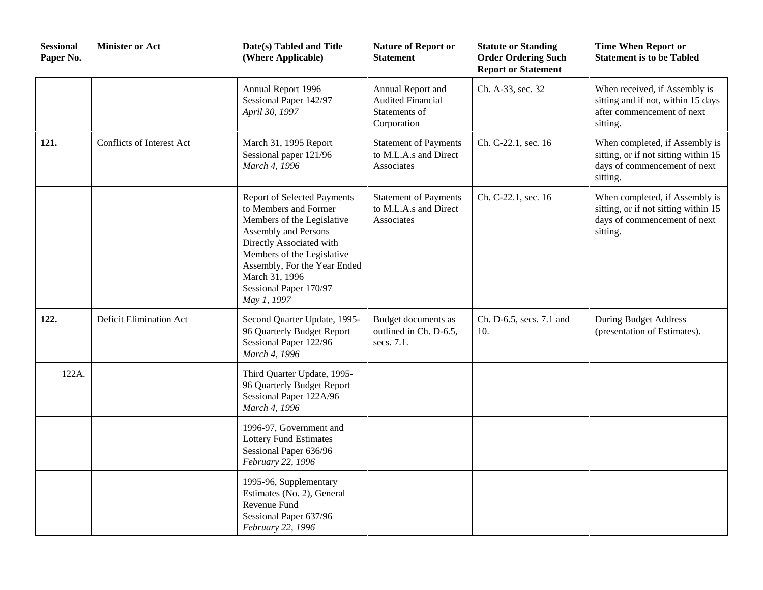| Sessional Paper No. | Minister or Act | Date(s) Tabled and Title (Where Applicable) | Nature of Report or Statement | Statute or Standing Order Ordering Such Report or Statement | Time When Report or Statement is to be Tabled |
|---|---|---|---|---|---|
| | | Annual Report 1996<br>Sessional Paper 142/97<br>*April 30, 1997* | Annual Report and Audited Financial Statements of Corporation | Ch. A-33, sec. 32 | When received, if Assembly is sitting and if not, within 15 days after commencement of next sitting. |
| **121.** | Conflicts of Interest Act | March 31, 1995 Report<br>Sessional paper 121/96<br>*March 4, 1996* | Statement of Payments to M.L.A.s and Direct Associates | Ch. C-22.1, sec. 16 | When completed, if Assembly is sitting, or if not sitting within 15 days of commencement of next sitting. |
| | | Report of Selected Payments to Members and Former Members of the Legislative Assembly and Persons Directly Associated with Members of the Legislative Assembly, For the Year Ended March 31, 1996<br>Sessional Paper 170/97<br>*May 1, 1997* | Statement of Payments to M.L.A.s and Direct Associates | Ch. C-22.1, sec. 16 | When completed, if Assembly is sitting, or if not sitting within 15 days of commencement of next sitting. |
| **122.** | Deficit Elimination Act | Second Quarter Update, 1995-96 Quarterly Budget Report<br>Sessional Paper 122/96<br>*March 4, 1996* | Budget documents as outlined in Ch. D-6.5, secs. 7.1. | Ch. D-6.5, secs. 7.1 and 10. | During Budget Address (presentation of Estimates). |
| 122A. | | Third Quarter Update, 1995-96 Quarterly Budget Report<br>Sessional Paper 122A/96<br>*March 4, 1996* | | | |
| | | 1996-97, Government and Lottery Fund Estimates<br>Sessional Paper 636/96<br>*February 22, 1996* | | | |
| | | 1995-96, Supplementary Estimates (No. 2), General Revenue Fund<br>Sessional Paper 637/96<br>*February 22, 1996* | | | |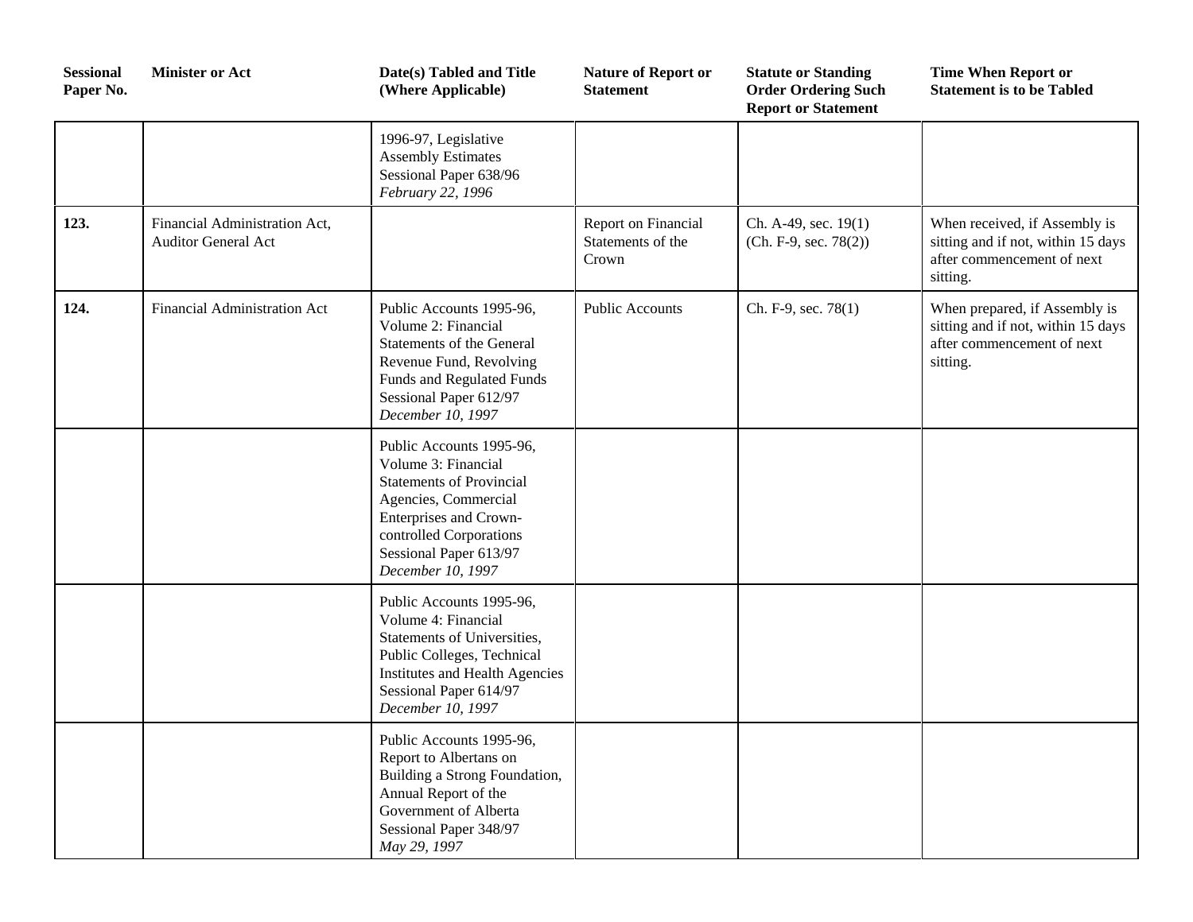| Sessional Paper No. | Minister or Act | Date(s) Tabled and Title (Where Applicable) | Nature of Report or Statement | Statute or Standing Order Ordering Such Report or Statement | Time When Report or Statement is to be Tabled |
|---|---|---|---|---|---|
| | | 1996-97, Legislative Assembly Estimates Sessional Paper 638/96 *February 22, 1996* | | | |
| **123.** | Financial Administration Act, Auditor General Act | | Report on Financial Statements of the Crown | Ch. A-49, sec. 19(1) (Ch. F-9, sec. 78(2)) | When received, if Assembly is sitting and if not, within 15 days after commencement of next sitting. |
| **124.** | Financial Administration Act | Public Accounts 1995-96, Volume 2: Financial Statements of the General Revenue Fund, Revolving Funds and Regulated Funds Sessional Paper 612/97 *December 10, 1997* | Public Accounts | Ch. F-9, sec. 78(1) | When prepared, if Assembly is sitting and if not, within 15 days after commencement of next sitting. |
| | | Public Accounts 1995-96, Volume 3: Financial Statements of Provincial Agencies, Commercial Enterprises and Crown-controlled Corporations Sessional Paper 613/97 *December 10, 1997* | | | |
| | | Public Accounts 1995-96, Volume 4: Financial Statements of Universities, Public Colleges, Technical Institutes and Health Agencies Sessional Paper 614/97 *December 10, 1997* | | | |
| | | Public Accounts 1995-96, Report to Albertans on Building a Strong Foundation, Annual Report of the Government of Alberta Sessional Paper 348/97 *May 29, 1997* | | | |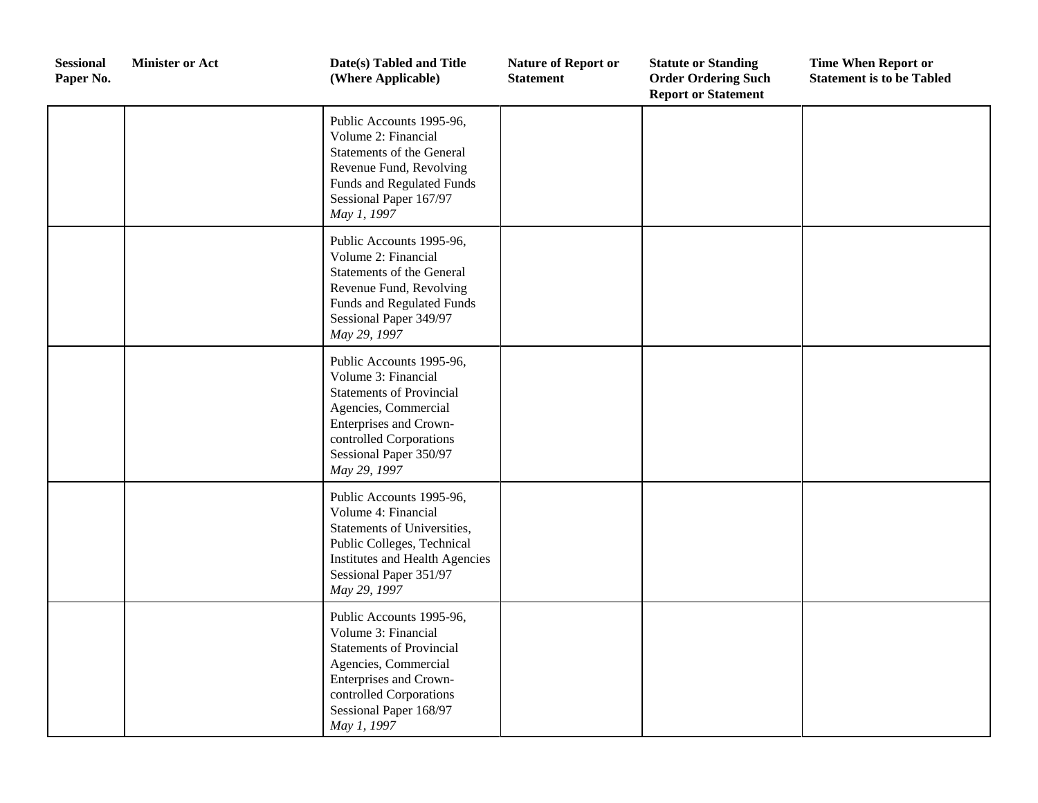| Sessional Paper No. | Minister or Act | Date(s) Tabled and Title (Where Applicable) | Nature of Report or Statement | Statute or Standing Order Ordering Such Report or Statement | Time When Report or Statement is to be Tabled |
|---|---|---|---|---|---|
| | | Public Accounts 1995-96, Volume 2: Financial Statements of the General Revenue Fund, Revolving Funds and Regulated Funds Sessional Paper 167/97 *May 1, 1997* | | | |
| | | Public Accounts 1995-96, Volume 2: Financial Statements of the General Revenue Fund, Revolving Funds and Regulated Funds Sessional Paper 349/97 *May 29, 1997* | | | |
| | | Public Accounts 1995-96, Volume 3: Financial Statements of Provincial Agencies, Commercial Enterprises and Crown-controlled Corporations Sessional Paper 350/97 *May 29, 1997* | | | |
| | | Public Accounts 1995-96, Volume 4: Financial Statements of Universities, Public Colleges, Technical Institutes and Health Agencies Sessional Paper 351/97 *May 29, 1997* | | | |
| | | Public Accounts 1995-96, Volume 3: Financial Statements of Provincial Agencies, Commercial Enterprises and Crown-controlled Corporations Sessional Paper 168/97 *May 1, 1997* | | | |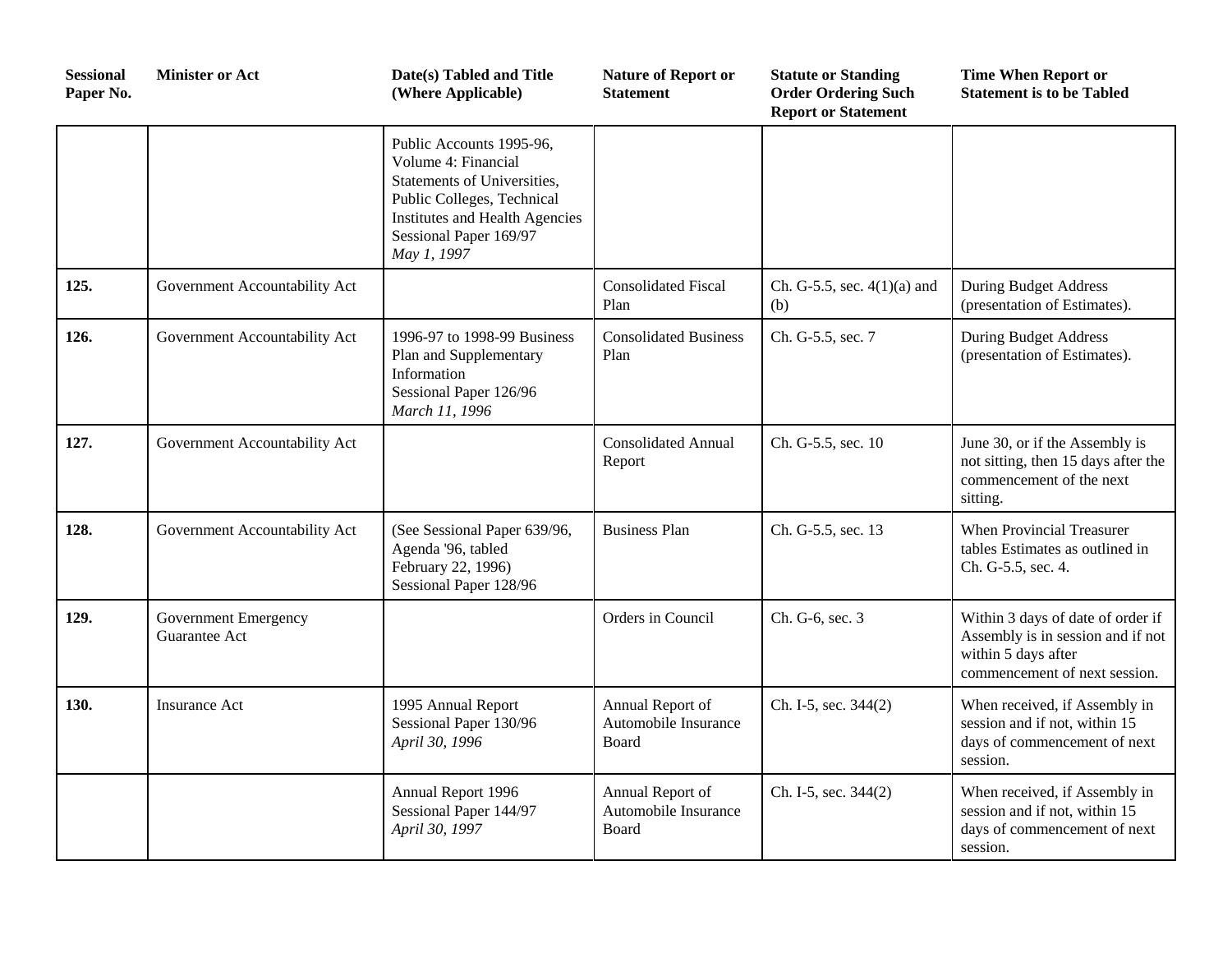| Sessional Paper No. | Minister or Act | Date(s) Tabled and Title (Where Applicable) | Nature of Report or Statement | Statute or Standing Order Ordering Such Report or Statement | Time When Report or Statement is to be Tabled |
|---|---|---|---|---|---|
| | | Public Accounts 1995-96, Volume 4: Financial Statements of Universities, Public Colleges, Technical Institutes and Health Agencies<br>Sessional Paper 169/97<br>*May 1, 1997* | | | |
| **125.** | Government Accountability Act | | Consolidated Fiscal Plan | Ch. G-5.5, sec. 4(1)(a) and (b) | During Budget Address (presentation of Estimates). |
| **126.** | Government Accountability Act | 1996-97 to 1998-99 Business Plan and Supplementary Information<br>Sessional Paper 126/96<br>*March 11, 1996* | Consolidated Business Plan | Ch. G-5.5, sec. 7 | During Budget Address (presentation of Estimates). |
| **127.** | Government Accountability Act | | Consolidated Annual Report | Ch. G-5.5, sec. 10 | June 30, or if the Assembly is not sitting, then 15 days after the commencement of the next sitting. |
| **128.** | Government Accountability Act | (See Sessional Paper 639/96, Agenda '96, tabled February 22, 1996)<br>Sessional Paper 128/96 | Business Plan | Ch. G-5.5, sec. 13 | When Provincial Treasurer tables Estimates as outlined in Ch. G-5.5, sec. 4. |
| **129.** | Government Emergency Guarantee Act | | Orders in Council | Ch. G-6, sec. 3 | Within 3 days of date of order if Assembly is in session and if not within 5 days after commencement of next session. |
| **130.** | Insurance Act | 1995 Annual Report<br>Sessional Paper 130/96<br>*April 30, 1996* | Annual Report of Automobile Insurance Board | Ch. I-5, sec. 344(2) | When received, if Assembly in session and if not, within 15 days of commencement of next session. |
| | | Annual Report 1996<br>Sessional Paper 144/97<br>*April 30, 1997* | Annual Report of Automobile Insurance Board | Ch. I-5, sec. 344(2) | When received, if Assembly in session and if not, within 15 days of commencement of next session. |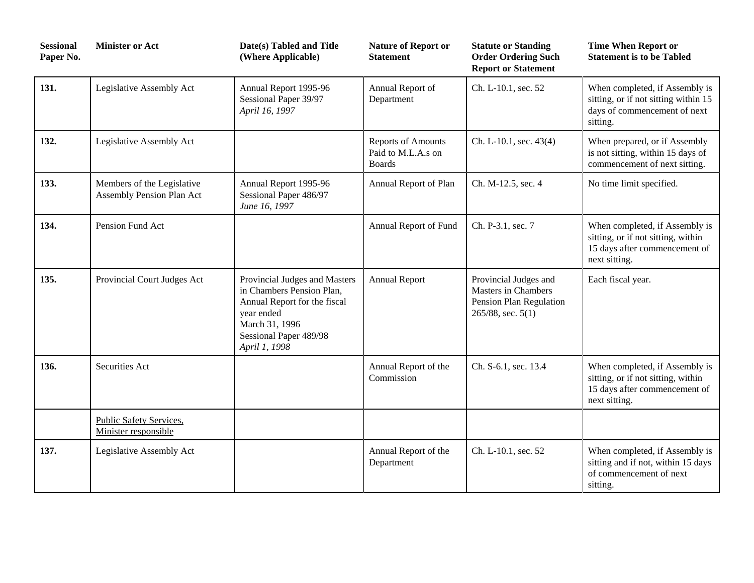| Sessional Paper No. | Minister or Act | Date(s) Tabled and Title (Where Applicable) | Nature of Report or Statement | Statute or Standing Order Ordering Such Report or Statement | Time When Report or Statement is to be Tabled |
|---|---|---|---|---|---|
| **131.** | Legislative Assembly Act | Annual Report 1995-96<br>Sessional Paper 39/97<br>*April 16, 1997* | Annual Report of Department | Ch. L-10.1, sec. 52 | When completed, if Assembly is sitting, or if not sitting within 15 days of commencement of next sitting. |
| **132.** | Legislative Assembly Act | | Reports of Amounts Paid to M.L.A.s on Boards | Ch. L-10.1, sec. 43(4) | When prepared, or if Assembly is not sitting, within 15 days of commencement of next sitting. |
| **133.** | Members of the Legislative Assembly Pension Plan Act | Annual Report 1995-96<br>Sessional Paper 486/97<br>*June 16, 1997* | Annual Report of Plan | Ch. M-12.5, sec. 4 | No time limit specified. |
| **134.** | Pension Fund Act | | Annual Report of Fund | Ch. P-3.1, sec. 7 | When completed, if Assembly is sitting, or if not sitting, within 15 days after commencement of next sitting. |
| **135.** | Provincial Court Judges Act | Provincial Judges and Masters in Chambers Pension Plan, Annual Report for the fiscal year ended<br>March 31, 1996<br>Sessional Paper 489/98<br>*April 1, 1998* | Annual Report | Provincial Judges and Masters in Chambers Pension Plan Regulation 265/88, sec. 5(1) | Each fiscal year. |
| **136.** | Securities Act | | Annual Report of the Commission | Ch. S-6.1, sec. 13.4 | When completed, if Assembly is sitting, or if not sitting, within 15 days after commencement of next sitting. |
| | <u>Public Safety Services, Minister responsible</u> | | | | |
| **137.** | Legislative Assembly Act | | Annual Report of the Department | Ch. L-10.1, sec. 52 | When completed, if Assembly is sitting and if not, within 15 days of commencement of next sitting. |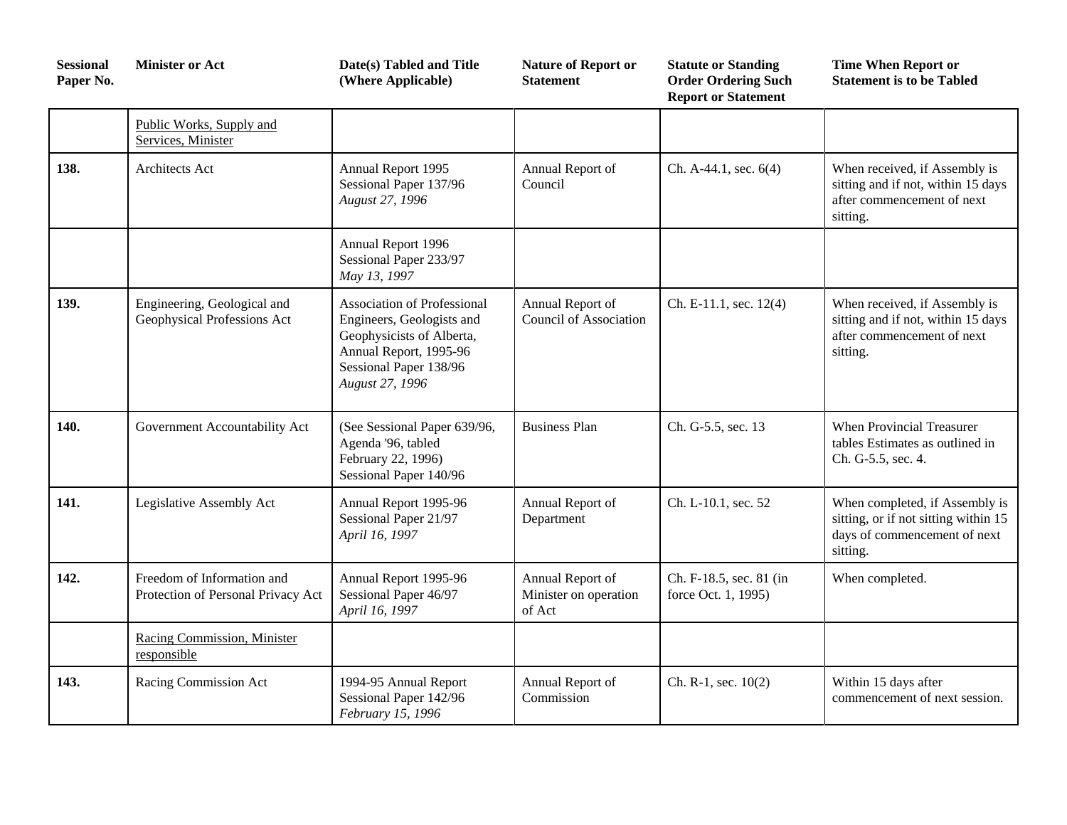| Sessional Paper No. | Minister or Act | Date(s) Tabled and Title (Where Applicable) | Nature of Report or Statement | Statute or Standing Order Ordering Such Report or Statement | Time When Report or Statement is to be Tabled |
|---|---|---|---|---|---|
| | Public Works, Supply and Services, Minister | | | | |
| **138.** | Architects Act | Annual Report 1995<br>Sessional Paper 137/96<br>*August 27, 1996* | Annual Report of Council | Ch. A-44.1, sec. 6(4) | When received, if Assembly is sitting and if not, within 15 days after commencement of next sitting. |
| | | Annual Report 1996<br>Sessional Paper 233/97<br>*May 13, 1997* | | | |
| **139.** | Engineering, Geological and Geophysical Professions Act | Association of Professional Engineers, Geologists and Geophysicists of Alberta, Annual Report, 1995-96<br>Sessional Paper 138/96<br>*August 27, 1996* | Annual Report of Council of Association | Ch. E-11.1, sec. 12(4) | When received, if Assembly is sitting and if not, within 15 days after commencement of next sitting. |
| **140.** | Government Accountability Act | (See Sessional Paper 639/96, Agenda '96, tabled February 22, 1996)<br>Sessional Paper 140/96 | Business Plan | Ch. G-5.5, sec. 13 | When Provincial Treasurer tables Estimates as outlined in Ch. G-5.5, sec. 4. |
| **141.** | Legislative Assembly Act | Annual Report 1995-96<br>Sessional Paper 21/97<br>*April 16, 1997* | Annual Report of Department | Ch. L-10.1, sec. 52 | When completed, if Assembly is sitting, or if not sitting within 15 days of commencement of next sitting. |
| **142.** | Freedom of Information and Protection of Personal Privacy Act | Annual Report 1995-96<br>Sessional Paper 46/97<br>*April 16, 1997* | Annual Report of Minister on operation of Act | Ch. F-18.5, sec. 81 (in force Oct. 1, 1995) | When completed. |
| | Racing Commission, Minister responsible | | | | |
| **143.** | Racing Commission Act | 1994-95 Annual Report<br>Sessional Paper 142/96<br>*February 15, 1996* | Annual Report of Commission | Ch. R-1, sec. 10(2) | Within 15 days after commencement of next session. |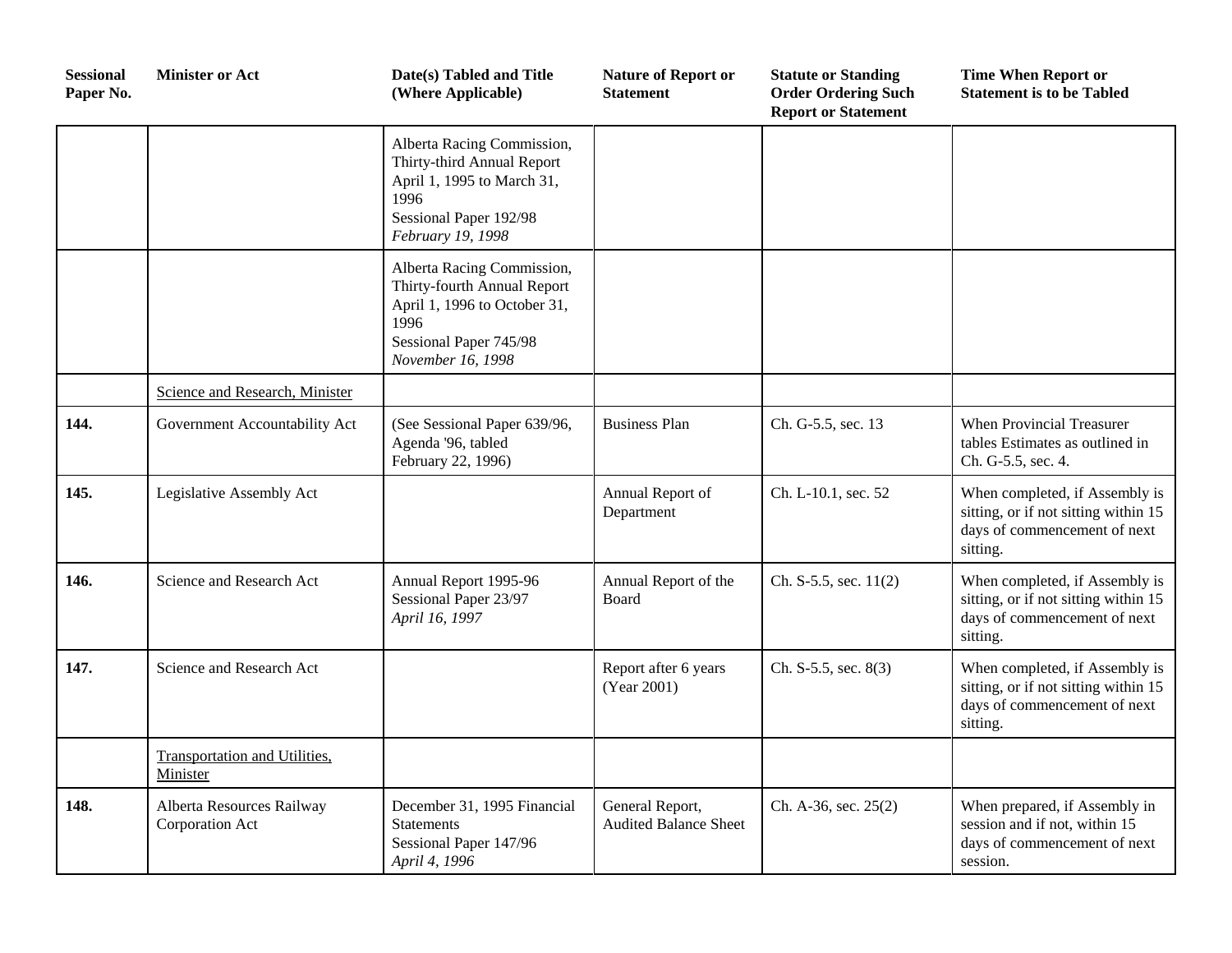| Sessional Paper No. | Minister or Act | Date(s) Tabled and Title (Where Applicable) | Nature of Report or Statement | Statute or Standing Order Ordering Such Report or Statement | Time When Report or Statement is to be Tabled |
|---|---|---|---|---|---|
| | | Alberta Racing Commission, Thirty-third Annual Report April 1, 1995 to March 31, 1996<br>Sessional Paper 192/98<br>*February 19, 1998* | | | |
| | | Alberta Racing Commission, Thirty-fourth Annual Report April 1, 1996 to October 31, 1996<br>Sessional Paper 745/98<br>*November 16, 1998* | | | |
| | Science and Research, Minister | | | | |
| **144.** | Government Accountability Act | (See Sessional Paper 639/96, Agenda '96, tabled February 22, 1996) | Business Plan | Ch. G-5.5, sec. 13 | When Provincial Treasurer tables Estimates as outlined in Ch. G-5.5, sec. 4. |
| **145.** | Legislative Assembly Act | | Annual Report of Department | Ch. L-10.1, sec. 52 | When completed, if Assembly is sitting, or if not sitting within 15 days of commencement of next sitting. |
| **146.** | Science and Research Act | Annual Report 1995-96<br>Sessional Paper 23/97<br>*April 16, 1997* | Annual Report of the Board | Ch. S-5.5, sec. 11(2) | When completed, if Assembly is sitting, or if not sitting within 15 days of commencement of next sitting. |
| **147.** | Science and Research Act | | Report after 6 years (Year 2001) | Ch. S-5.5, sec. 8(3) | When completed, if Assembly is sitting, or if not sitting within 15 days of commencement of next sitting. |
| | Transportation and Utilities, Minister | | | | |
| **148.** | Alberta Resources Railway Corporation Act | December 31, 1995 Financial Statements<br>Sessional Paper 147/96<br>*April 4, 1996* | General Report, Audited Balance Sheet | Ch. A-36, sec. 25(2) | When prepared, if Assembly in session and if not, within 15 days of commencement of next session. |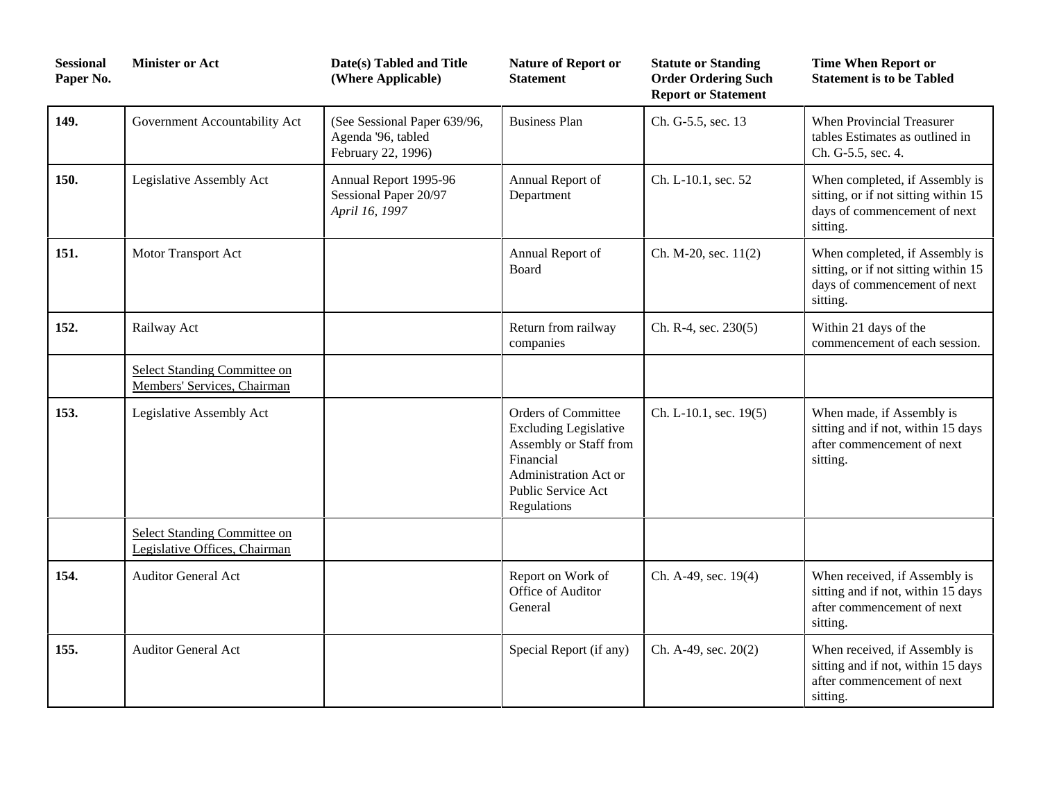| Sessional Paper No. | Minister or Act | Date(s) Tabled and Title (Where Applicable) | Nature of Report or Statement | Statute or Standing Order Ordering Such Report or Statement | Time When Report or Statement is to be Tabled |
|---|---|---|---|---|---|
| **149.** | Government Accountability Act | (See Sessional Paper 639/96, Agenda '96, tabled February 22, 1996) | Business Plan | Ch. G-5.5, sec. 13 | When Provincial Treasurer tables Estimates as outlined in Ch. G-5.5, sec. 4. |
| **150.** | Legislative Assembly Act | Annual Report 1995-96 Sessional Paper 20/97 *April 16, 1997* | Annual Report of Department | Ch. L-10.1, sec. 52 | When completed, if Assembly is sitting, or if not sitting within 15 days of commencement of next sitting. |
| **151.** | Motor Transport Act | | Annual Report of Board | Ch. M-20, sec. 11(2) | When completed, if Assembly is sitting, or if not sitting within 15 days of commencement of next sitting. |
| **152.** | Railway Act | | Return from railway companies | Ch. R-4, sec. 230(5) | Within 21 days of the commencement of each session. |
| | <u>Select Standing Committee on Members' Services, Chairman</u> | | | | |
| **153.** | Legislative Assembly Act | | Orders of Committee Excluding Legislative Assembly or Staff from Financial Administration Act or Public Service Act Regulations | Ch. L-10.1, sec. 19(5) | When made, if Assembly is sitting and if not, within 15 days after commencement of next sitting. |
| | <u>Select Standing Committee on Legislative Offices, Chairman</u> | | | | |
| **154.** | Auditor General Act | | Report on Work of Office of Auditor General | Ch. A-49, sec. 19(4) | When received, if Assembly is sitting and if not, within 15 days after commencement of next sitting. |
| **155.** | Auditor General Act | | Special Report (if any) | Ch. A-49, sec. 20(2) | When received, if Assembly is sitting and if not, within 15 days after commencement of next sitting. |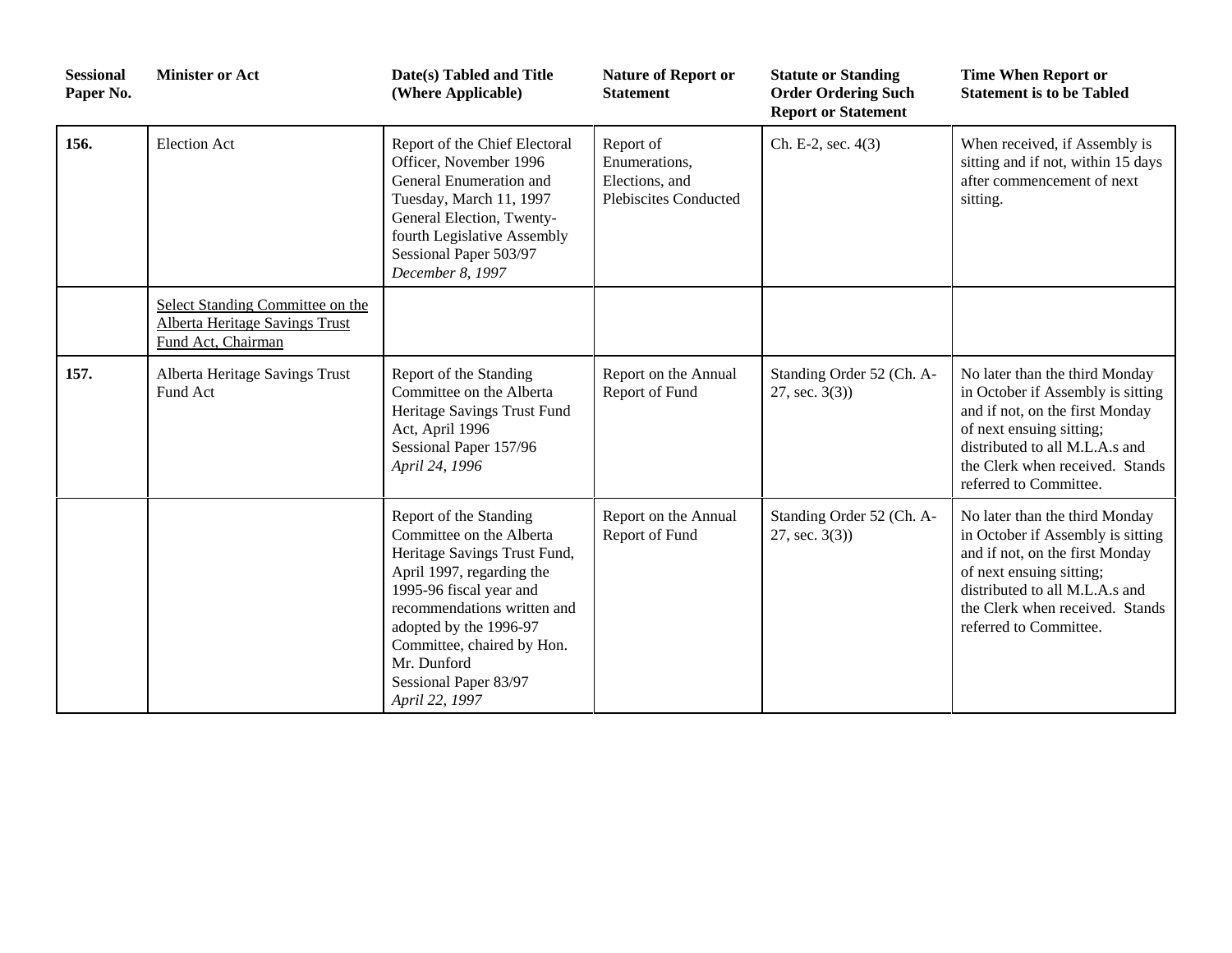| Sessional Paper No. | Minister or Act | Date(s) Tabled and Title (Where Applicable) | Nature of Report or Statement | Statute or Standing Order Ordering Such Report or Statement | Time When Report or Statement is to be Tabled |
|---|---|---|---|---|---|
| **156.** | Election Act | Report of the Chief Electoral Officer, November 1996 General Enumeration and Tuesday, March 11, 1997 General Election, Twenty-fourth Legislative Assembly Sessional Paper 503/97 *December 8, 1997* | Report of Enumerations, Elections, and Plebiscites Conducted | Ch. E-2, sec. 4(3) | When received, if Assembly is sitting and if not, within 15 days after commencement of next sitting. |
| | Select Standing Committee on the Alberta Heritage Savings Trust Fund Act, Chairman | | | | |
| **157.** | Alberta Heritage Savings Trust Fund Act | Report of the Standing Committee on the Alberta Heritage Savings Trust Fund Act, April 1996 Sessional Paper 157/96 *April 24, 1996* | Report on the Annual Report of Fund | Standing Order 52 (Ch. A-27, sec. 3(3)) | No later than the third Monday in October if Assembly is sitting and if not, on the first Monday of next ensuing sitting; distributed to all M.L.A.s and the Clerk when received. Stands referred to Committee. |
| | | Report of the Standing Committee on the Alberta Heritage Savings Trust Fund, April 1997, regarding the 1995-96 fiscal year and recommendations written and adopted by the 1996-97 Committee, chaired by Hon. Mr. Dunford Sessional Paper 83/97 *April 22, 1997* | Report on the Annual Report of Fund | Standing Order 52 (Ch. A-27, sec. 3(3)) | No later than the third Monday in October if Assembly is sitting and if not, on the first Monday of next ensuing sitting; distributed to all M.L.A.s and the Clerk when received. Stands referred to Committee. |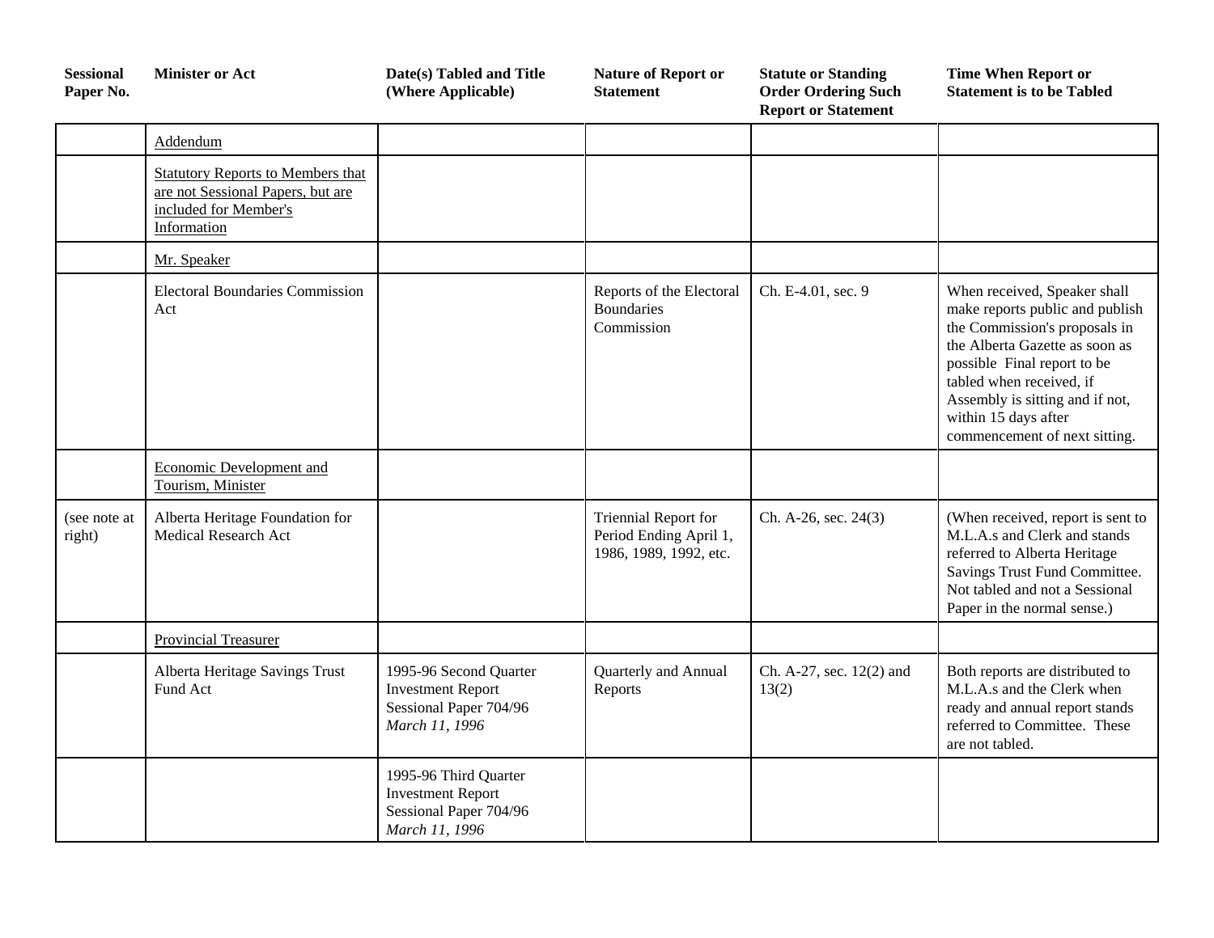| Sessional Paper No. | Minister or Act | Date(s) Tabled and Title (Where Applicable) | Nature of Report or Statement | Statute or Standing Order Ordering Such Report or Statement | Time When Report or Statement is to be Tabled |
|---|---|---|---|---|---|
| | Addendum | | | | |
| | Statutory Reports to Members that are not Sessional Papers, but are included for Member's Information | | | | |
| | Mr. Speaker | | | | |
| | Electoral Boundaries Commission Act | | Reports of the Electoral Boundaries Commission | Ch. E-4.01, sec. 9 | When received, Speaker shall make reports public and publish the Commission's proposals in the Alberta Gazette as soon as possible Final report to be tabled when received, if Assembly is sitting and if not, within 15 days after commencement of next sitting. |
| | Economic Development and Tourism, Minister | | | | |
| (see note at right) | Alberta Heritage Foundation for Medical Research Act | | Triennial Report for Period Ending April 1, 1986, 1989, 1992, etc. | Ch. A-26, sec. 24(3) | (When received, report is sent to M.L.A.s and Clerk and stands referred to Alberta Heritage Savings Trust Fund Committee. Not tabled and not a Sessional Paper in the normal sense.) |
| | Provincial Treasurer | | | | |
| | Alberta Heritage Savings Trust Fund Act | 1995-96 Second Quarter Investment Report Sessional Paper 704/96 *March 11, 1996* | Quarterly and Annual Reports | Ch. A-27, sec. 12(2) and 13(2) | Both reports are distributed to M.L.A.s and the Clerk when ready and annual report stands referred to Committee. These are not tabled. |
| | | 1995-96 Third Quarter Investment Report Sessional Paper 704/96 *March 11, 1996* | | | |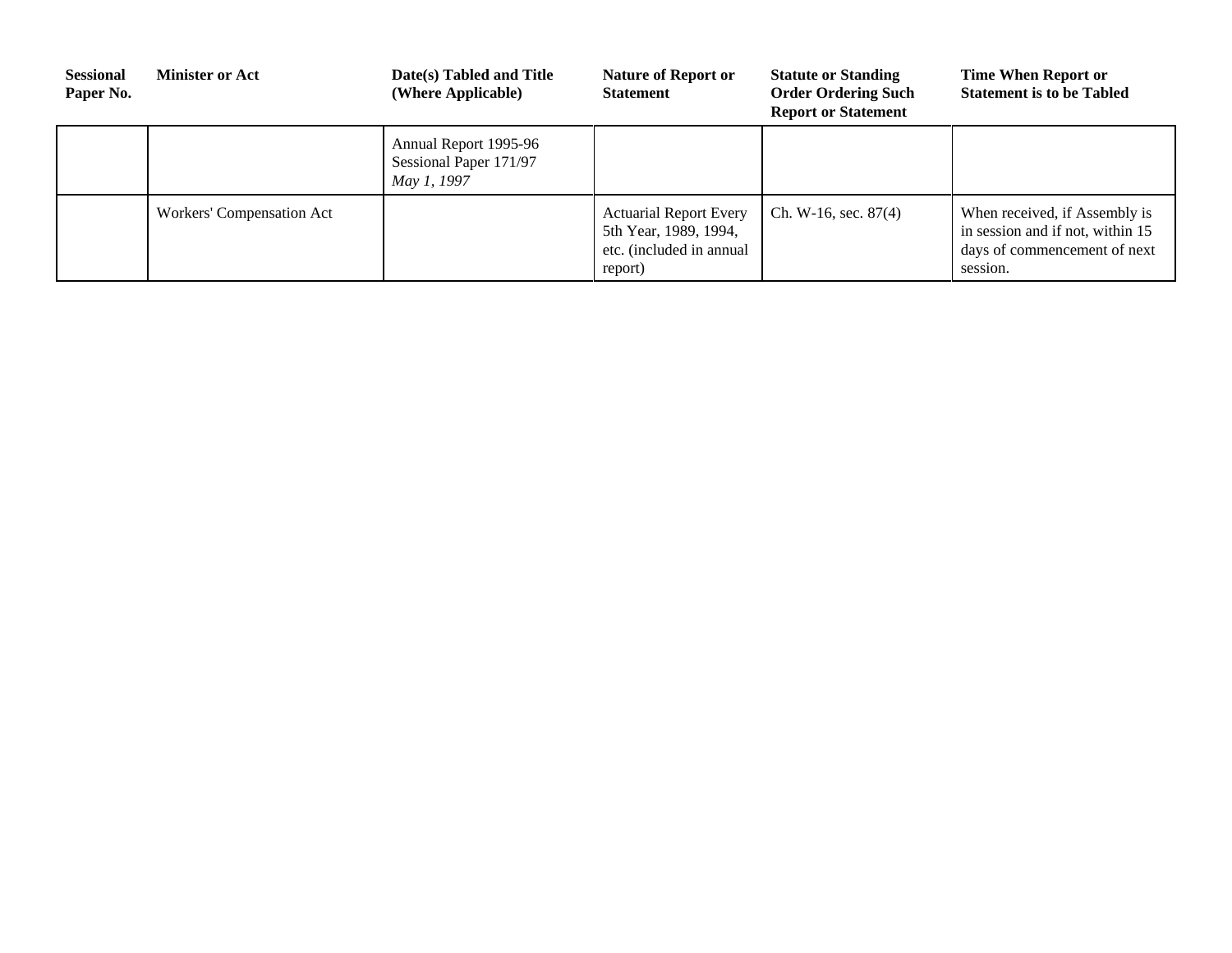| Sessional Paper No. | Minister or Act | Date(s) Tabled and Title (Where Applicable) | Nature of Report or Statement | Statute or Standing Order Ordering Such Report or Statement | Time When Report or Statement is to be Tabled |
|---|---|---|---|---|---|
| | | Annual Report 1995-96<br>Sessional Paper 171/97<br>*May 1, 1997* | | | |
| | Workers' Compensation Act | | Actuarial Report Every 5th Year, 1989, 1994, etc. (included in annual report) | Ch. W-16, sec. 87(4) | When received, if Assembly is in session and if not, within 15 days of commencement of next session. |